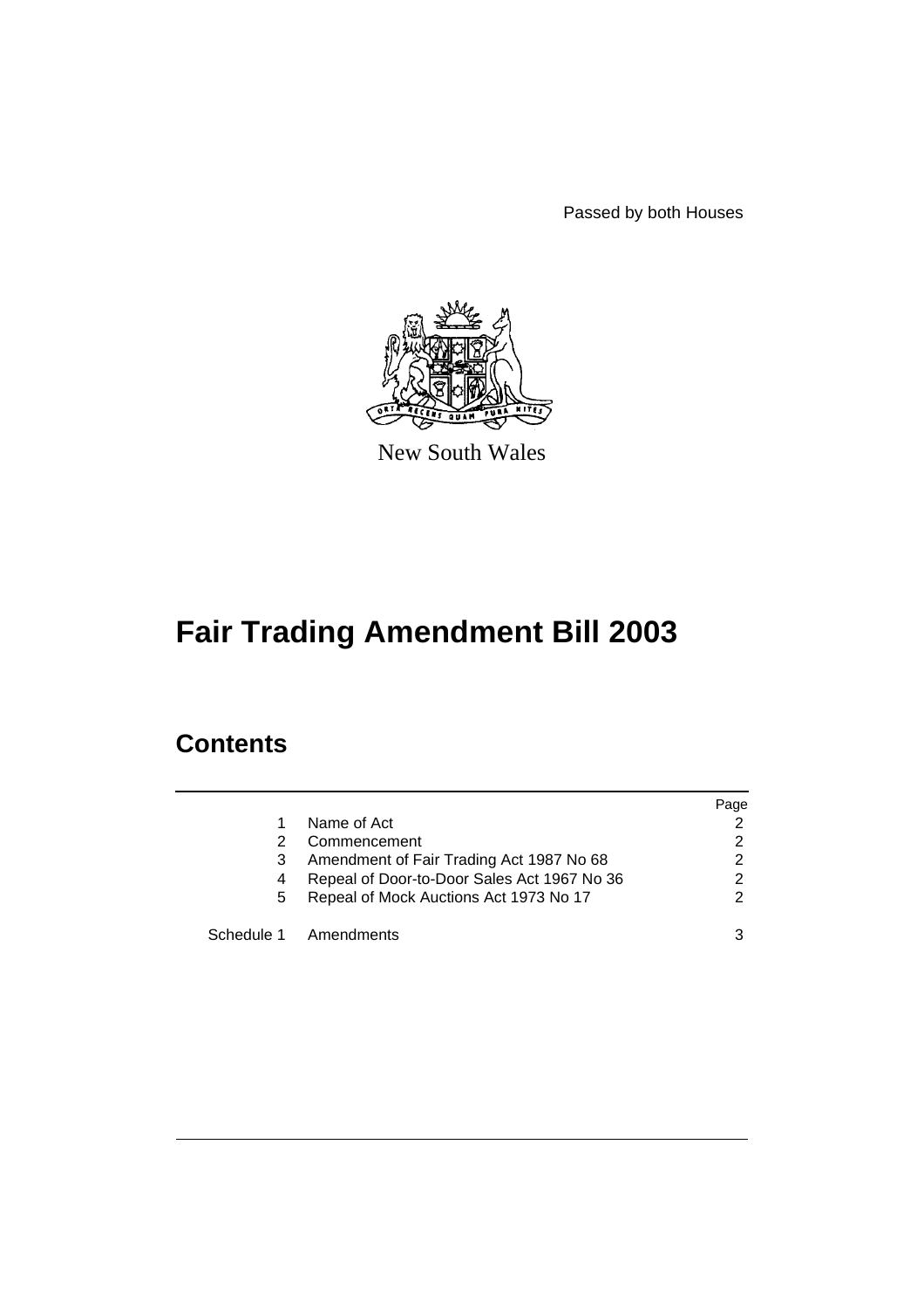Passed by both Houses

New South Wales

# Fair Trading Amendment Bill 2003

## Contents

| | | Page |
|---|---|---|
| 1 | Name of Act | 2 |
| 2 | Commencement | 2 |
| 3 | Amendment of Fair Trading Act 1987 No 68 | 2 |
| 4 | Repeal of Door-to-Door Sales Act 1967 No 36 | 2 |
| 5 | Repeal of Mock Auctions Act 1973 No 17 | 2 |
| Schedule 1 | Amendments | 3 |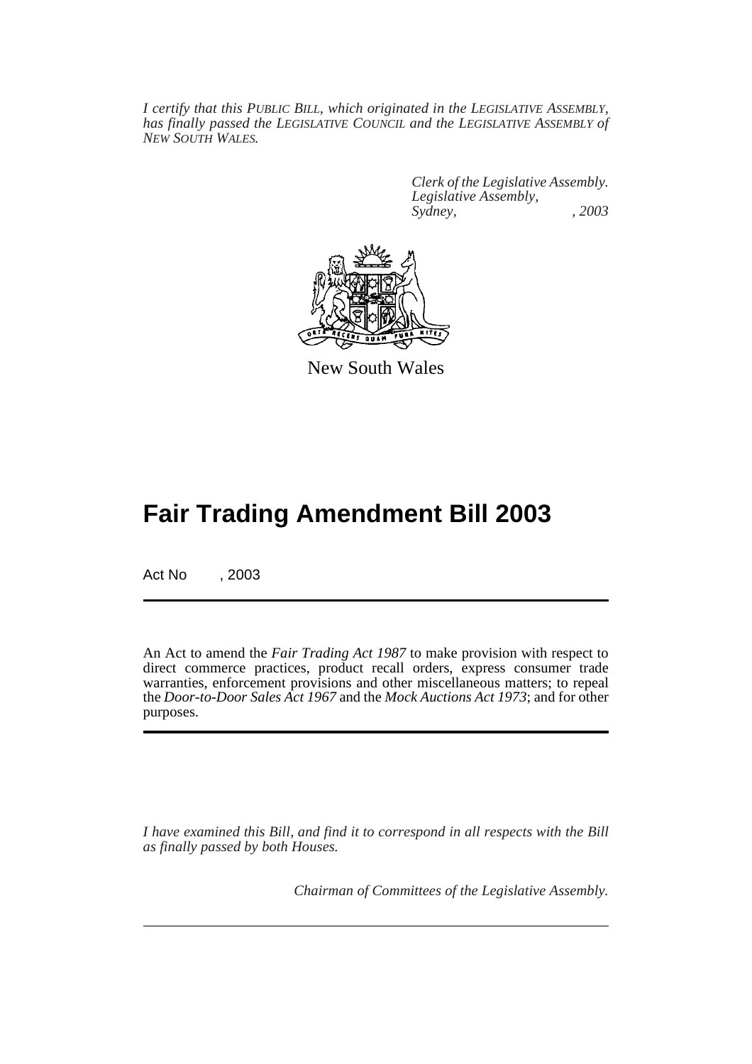*I certify that this PUBLIC BILL, which originated in the LEGISLATIVE ASSEMBLY, has finally passed the LEGISLATIVE COUNCIL and the LEGISLATIVE ASSEMBLY of NEW SOUTH WALES.*

*Clerk of the Legislative Assembly.*
*Legislative Assembly,*
*Sydney, , 2003*

New South Wales

# Fair Trading Amendment Bill 2003

Act No , 2003

An Act to amend the *Fair Trading Act 1987* to make provision with respect to direct commerce practices, product recall orders, express consumer trade warranties, enforcement provisions and other miscellaneous matters; to repeal the *Door-to-Door Sales Act 1967* and the *Mock Auctions Act 1973*; and for other purposes.

*I have examined this Bill, and find it to correspond in all respects with the Bill as finally passed by both Houses.*

*Chairman of Committees of the Legislative Assembly.*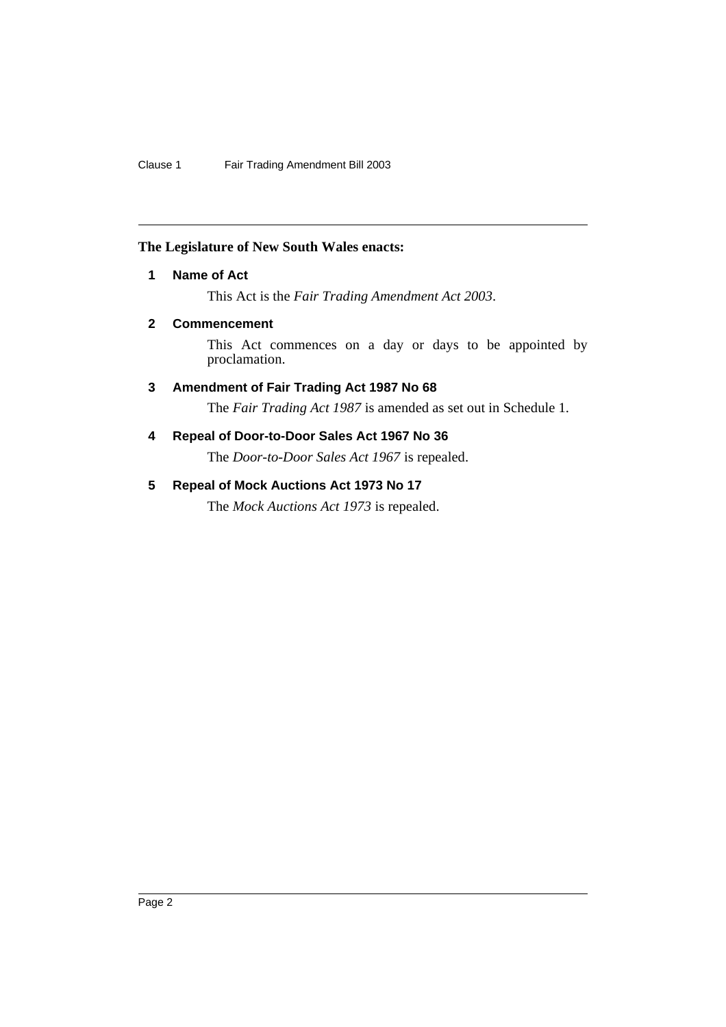**The Legislature of New South Wales enacts:**

### 1 Name of Act

This Act is the *Fair Trading Amendment Act 2003*.

### 2 Commencement

This Act commences on a day or days to be appointed by proclamation.

### 3 Amendment of Fair Trading Act 1987 No 68

The *Fair Trading Act 1987* is amended as set out in Schedule 1.

### 4 Repeal of Door-to-Door Sales Act 1967 No 36

The *Door-to-Door Sales Act 1967* is repealed.

### 5 Repeal of Mock Auctions Act 1973 No 17

The *Mock Auctions Act 1973* is repealed.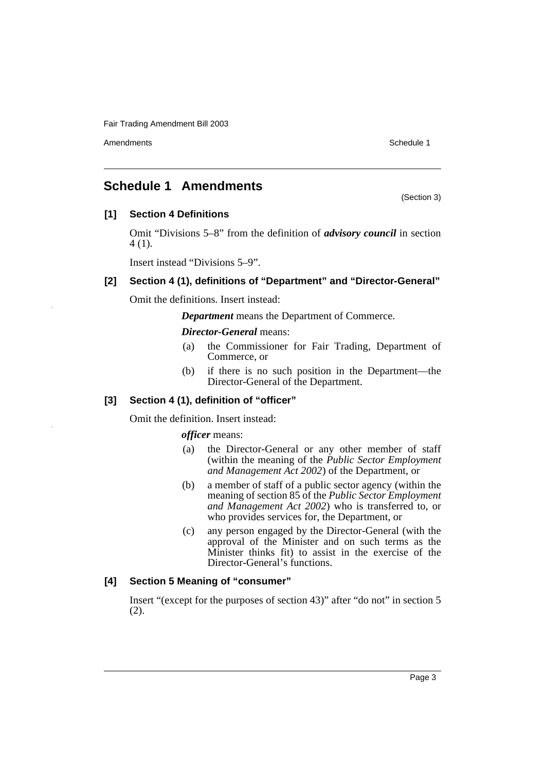## Schedule 1 Amendments

(Section 3)

### [1] Section 4 Definitions

Omit "Divisions 5–8" from the definition of ***advisory council*** in section 4 (1).

Insert instead "Divisions 5–9".

### [2] Section 4 (1), definitions of "Department" and "Director-General"

Omit the definitions. Insert instead:

> ***Department*** means the Department of Commerce.
>
> ***Director-General*** means:
>
> (a) the Commissioner for Fair Trading, Department of Commerce, or
>
> (b) if there is no such position in the Department—the Director-General of the Department.

### [3] Section 4 (1), definition of "officer"

Omit the definition. Insert instead:

> ***officer*** means:
>
> (a) the Director-General or any other member of staff (within the meaning of the *Public Sector Employment and Management Act 2002*) of the Department, or
>
> (b) a member of staff of a public sector agency (within the meaning of section 85 of the *Public Sector Employment and Management Act 2002*) who is transferred to, or who provides services for, the Department, or
>
> (c) any person engaged by the Director-General (with the approval of the Minister and on such terms as the Minister thinks fit) to assist in the exercise of the Director-General's functions.

### [4] Section 5 Meaning of "consumer"

Insert "(except for the purposes of section 43)" after "do not" in section 5 (2).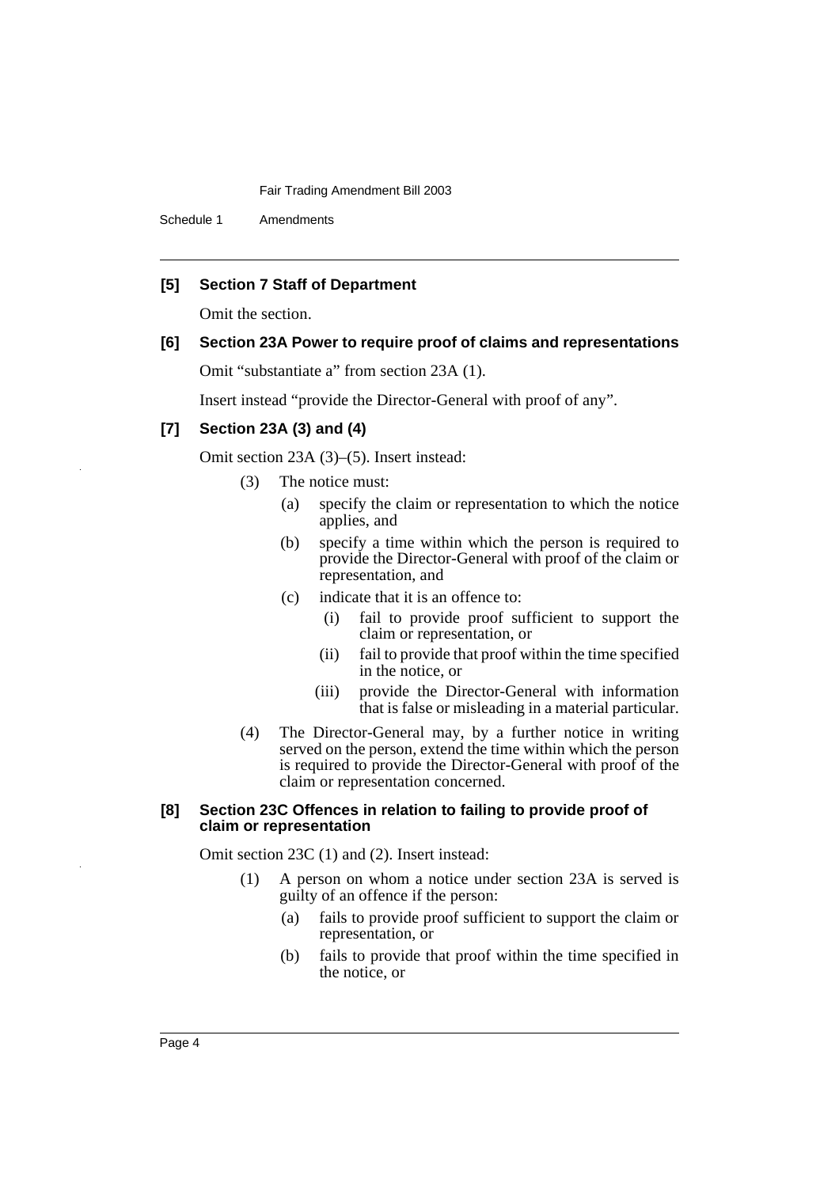**[5] Section 7 Staff of Department**

Omit the section.

**[6] Section 23A Power to require proof of claims and representations**

Omit "substantiate a" from section 23A (1).

Insert instead "provide the Director-General with proof of any".

**[7] Section 23A (3) and (4)**

Omit section 23A (3)–(5). Insert instead:

(3) The notice must:

(a) specify the claim or representation to which the notice applies, and

(b) specify a time within which the person is required to provide the Director-General with proof of the claim or representation, and

(c) indicate that it is an offence to:

(i) fail to provide proof sufficient to support the claim or representation, or

(ii) fail to provide that proof within the time specified in the notice, or

(iii) provide the Director-General with information that is false or misleading in a material particular.

(4) The Director-General may, by a further notice in writing served on the person, extend the time within which the person is required to provide the Director-General with proof of the claim or representation concerned.

**[8] Section 23C Offences in relation to failing to provide proof of claim or representation**

Omit section 23C (1) and (2). Insert instead:

(1) A person on whom a notice under section 23A is served is guilty of an offence if the person:

(a) fails to provide proof sufficient to support the claim or representation, or

(b) fails to provide that proof within the time specified in the notice, or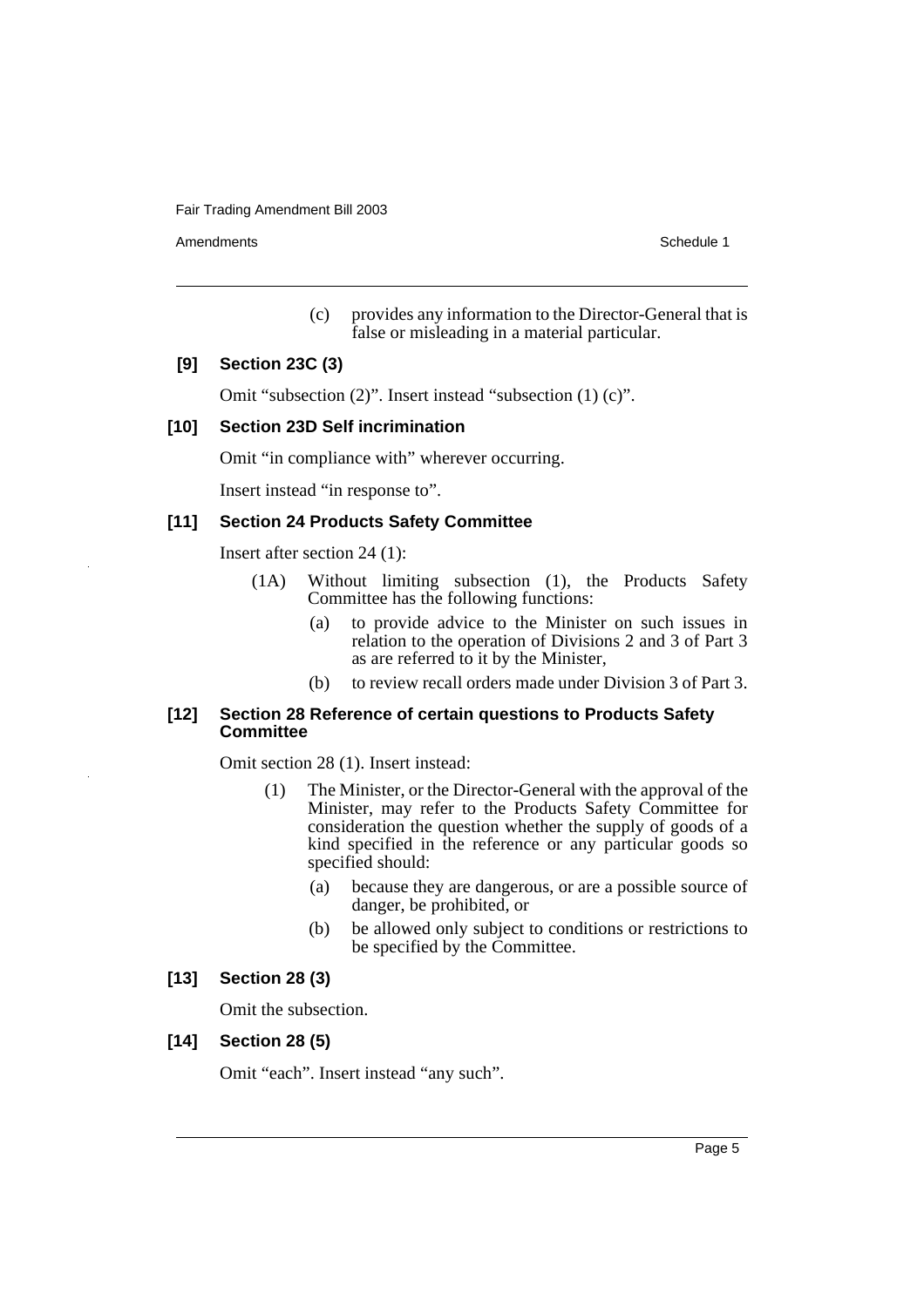(c) provides any information to the Director-General that is false or misleading in a material particular.

**[9] Section 23C (3)**

Omit "subsection (2)". Insert instead "subsection (1) (c)".

**[10] Section 23D Self incrimination**

Omit "in compliance with" wherever occurring.

Insert instead "in response to".

**[11] Section 24 Products Safety Committee**

Insert after section 24 (1):

(1A) Without limiting subsection (1), the Products Safety Committee has the following functions:

(a) to provide advice to the Minister on such issues in relation to the operation of Divisions 2 and 3 of Part 3 as are referred to it by the Minister,

(b) to review recall orders made under Division 3 of Part 3.

**[12] Section 28 Reference of certain questions to Products Safety Committee**

Omit section 28 (1). Insert instead:

(1) The Minister, or the Director-General with the approval of the Minister, may refer to the Products Safety Committee for consideration the question whether the supply of goods of a kind specified in the reference or any particular goods so specified should:

(a) because they are dangerous, or are a possible source of danger, be prohibited, or

(b) be allowed only subject to conditions or restrictions to be specified by the Committee.

**[13] Section 28 (3)**

Omit the subsection.

**[14] Section 28 (5)**

Omit "each". Insert instead "any such".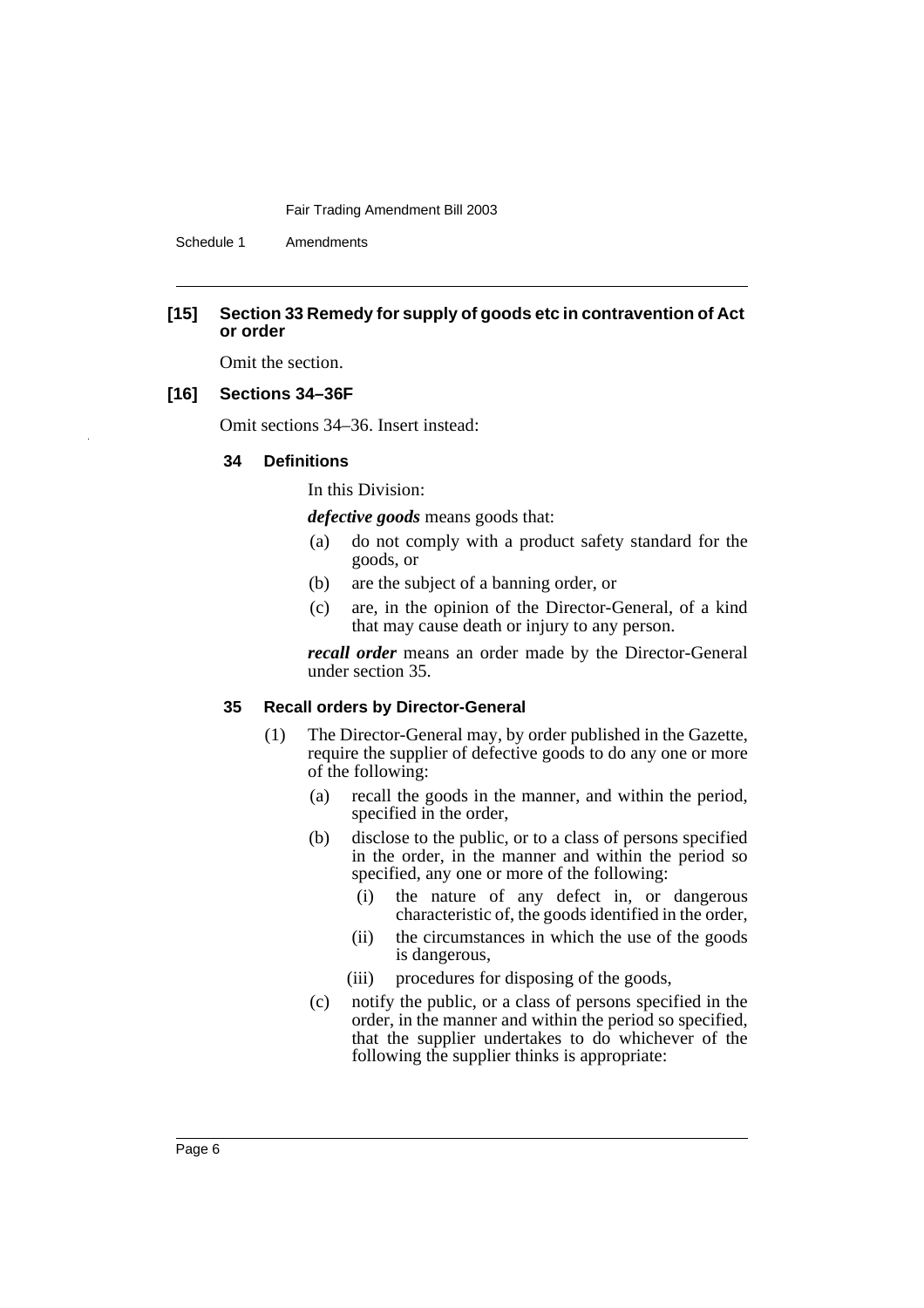### [15] Section 33 Remedy for supply of goods etc in contravention of Act or order

Omit the section.

### [16] Sections 34–36F

Omit sections 34–36. Insert instead:

#### 34 Definitions

In this Division:

***defective goods*** means goods that:

- (a) do not comply with a product safety standard for the goods, or
- (b) are the subject of a banning order, or
- (c) are, in the opinion of the Director-General, of a kind that may cause death or injury to any person.

***recall order*** means an order made by the Director-General under section 35.

#### 35 Recall orders by Director-General

(1) The Director-General may, by order published in the Gazette, require the supplier of defective goods to do any one or more of the following:

- (a) recall the goods in the manner, and within the period, specified in the order,
- (b) disclose to the public, or to a class of persons specified in the order, in the manner and within the period so specified, any one or more of the following:
  - (i) the nature of any defect in, or dangerous characteristic of, the goods identified in the order,
  - (ii) the circumstances in which the use of the goods is dangerous,
  - (iii) procedures for disposing of the goods,
- (c) notify the public, or a class of persons specified in the order, in the manner and within the period so specified, that the supplier undertakes to do whichever of the following the supplier thinks is appropriate: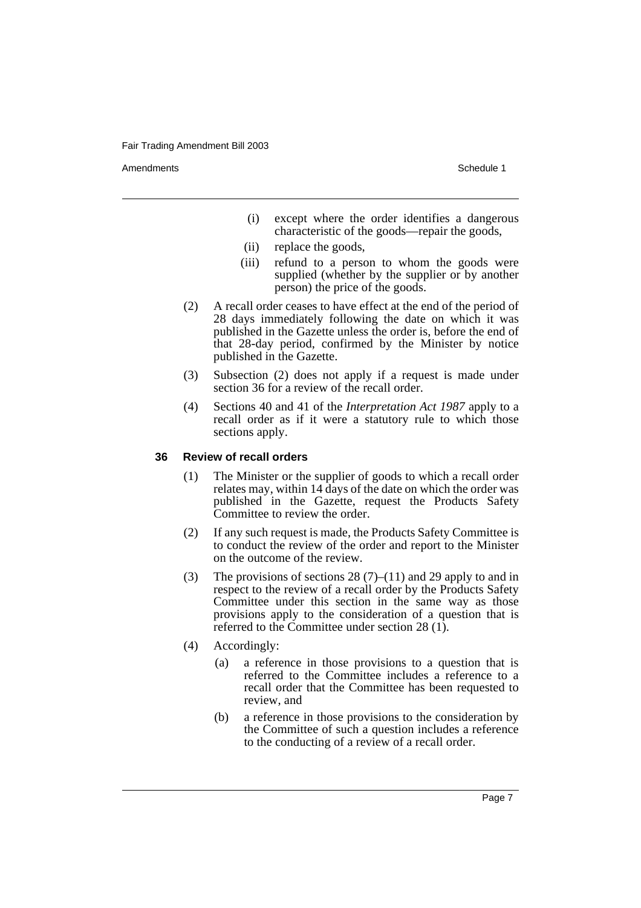(i) except where the order identifies a dangerous characteristic of the goods—repair the goods,

(ii) replace the goods,

(iii) refund to a person to whom the goods were supplied (whether by the supplier or by another person) the price of the goods.

(2) A recall order ceases to have effect at the end of the period of 28 days immediately following the date on which it was published in the Gazette unless the order is, before the end of that 28-day period, confirmed by the Minister by notice published in the Gazette.

(3) Subsection (2) does not apply if a request is made under section 36 for a review of the recall order.

(4) Sections 40 and 41 of the *Interpretation Act 1987* apply to a recall order as if it were a statutory rule to which those sections apply.

### 36 Review of recall orders

(1) The Minister or the supplier of goods to which a recall order relates may, within 14 days of the date on which the order was published in the Gazette, request the Products Safety Committee to review the order.

(2) If any such request is made, the Products Safety Committee is to conduct the review of the order and report to the Minister on the outcome of the review.

(3) The provisions of sections 28 (7)–(11) and 29 apply to and in respect to the review of a recall order by the Products Safety Committee under this section in the same way as those provisions apply to the consideration of a question that is referred to the Committee under section 28 (1).

(4) Accordingly:

(a) a reference in those provisions to a question that is referred to the Committee includes a reference to a recall order that the Committee has been requested to review, and

(b) a reference in those provisions to the consideration by the Committee of such a question includes a reference to the conducting of a review of a recall order.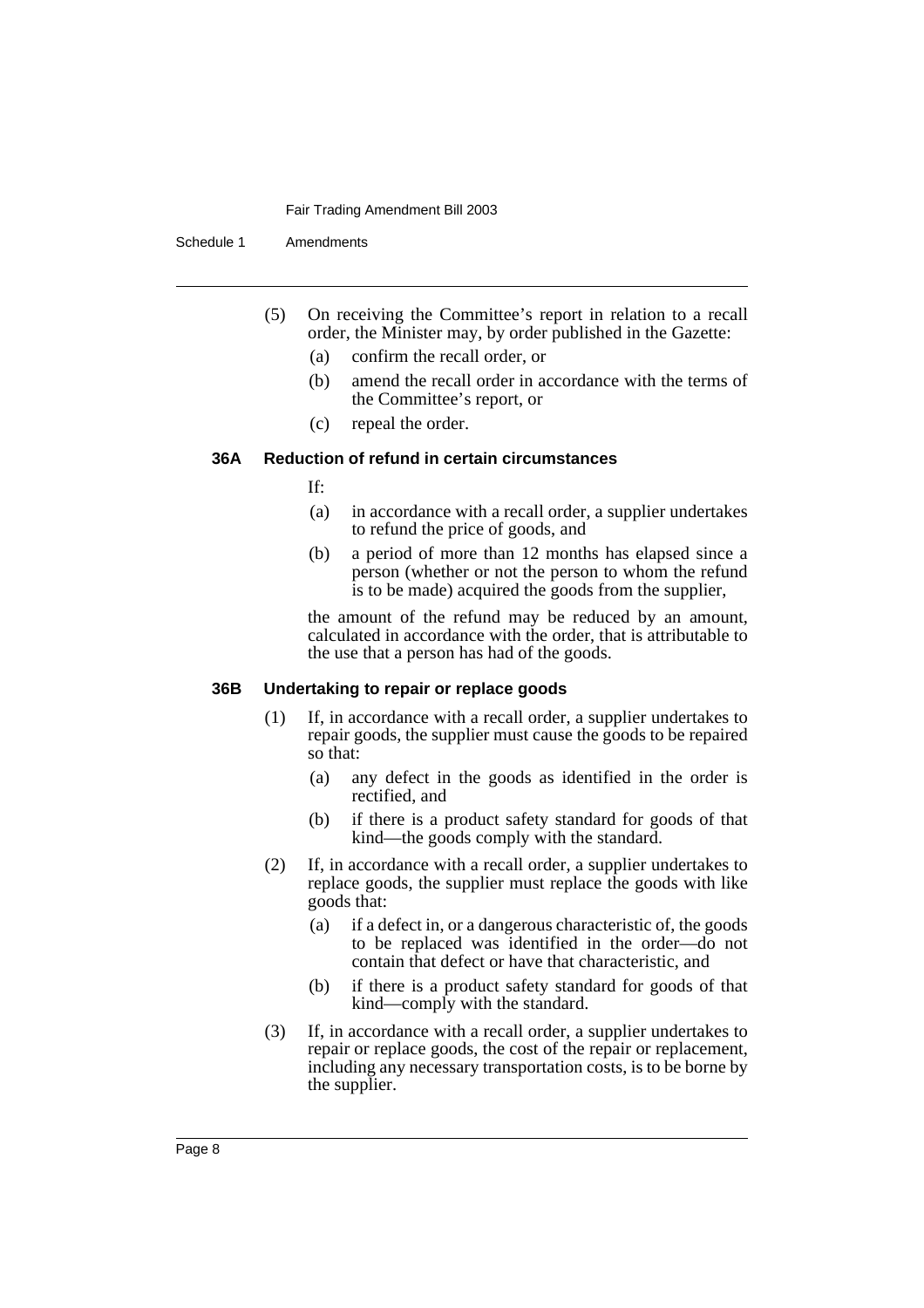(5) On receiving the Committee's report in relation to a recall order, the Minister may, by order published in the Gazette:

   (a) confirm the recall order, or

   (b) amend the recall order in accordance with the terms of the Committee's report, or

   (c) repeal the order.

### 36A Reduction of refund in certain circumstances

If:

(a) in accordance with a recall order, a supplier undertakes to refund the price of goods, and

(b) a period of more than 12 months has elapsed since a person (whether or not the person to whom the refund is to be made) acquired the goods from the supplier,

the amount of the refund may be reduced by an amount, calculated in accordance with the order, that is attributable to the use that a person has had of the goods.

### 36B Undertaking to repair or replace goods

(1) If, in accordance with a recall order, a supplier undertakes to repair goods, the supplier must cause the goods to be repaired so that:

   (a) any defect in the goods as identified in the order is rectified, and

   (b) if there is a product safety standard for goods of that kind—the goods comply with the standard.

(2) If, in accordance with a recall order, a supplier undertakes to replace goods, the supplier must replace the goods with like goods that:

   (a) if a defect in, or a dangerous characteristic of, the goods to be replaced was identified in the order—do not contain that defect or have that characteristic, and

   (b) if there is a product safety standard for goods of that kind—comply with the standard.

(3) If, in accordance with a recall order, a supplier undertakes to repair or replace goods, the cost of the repair or replacement, including any necessary transportation costs, is to be borne by the supplier.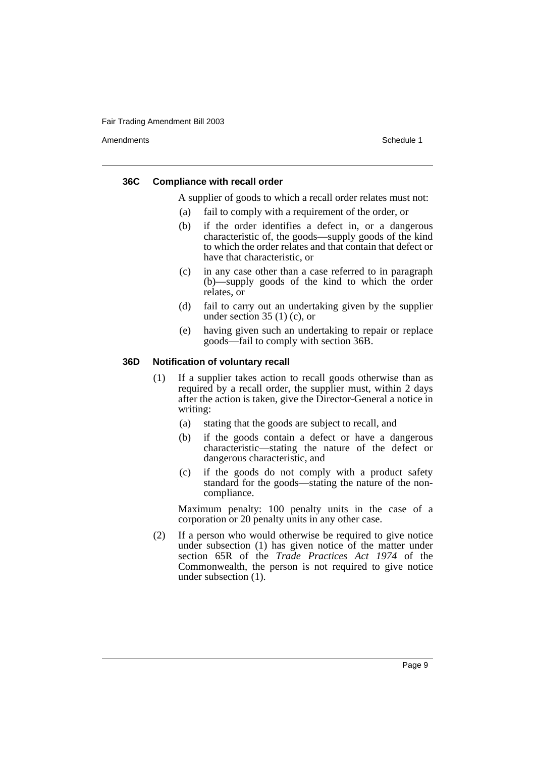### 36C Compliance with recall order

A supplier of goods to which a recall order relates must not:

(a) fail to comply with a requirement of the order, or

(b) if the order identifies a defect in, or a dangerous characteristic of, the goods—supply goods of the kind to which the order relates and that contain that defect or have that characteristic, or

(c) in any case other than a case referred to in paragraph (b)—supply goods of the kind to which the order relates, or

(d) fail to carry out an undertaking given by the supplier under section 35 (1) (c), or

(e) having given such an undertaking to repair or replace goods—fail to comply with section 36B.

### 36D Notification of voluntary recall

(1) If a supplier takes action to recall goods otherwise than as required by a recall order, the supplier must, within 2 days after the action is taken, give the Director-General a notice in writing:

(a) stating that the goods are subject to recall, and

(b) if the goods contain a defect or have a dangerous characteristic—stating the nature of the defect or dangerous characteristic, and

(c) if the goods do not comply with a product safety standard for the goods—stating the nature of the non-compliance.

Maximum penalty: 100 penalty units in the case of a corporation or 20 penalty units in any other case.

(2) If a person who would otherwise be required to give notice under subsection (1) has given notice of the matter under section 65R of the *Trade Practices Act 1974* of the Commonwealth, the person is not required to give notice under subsection (1).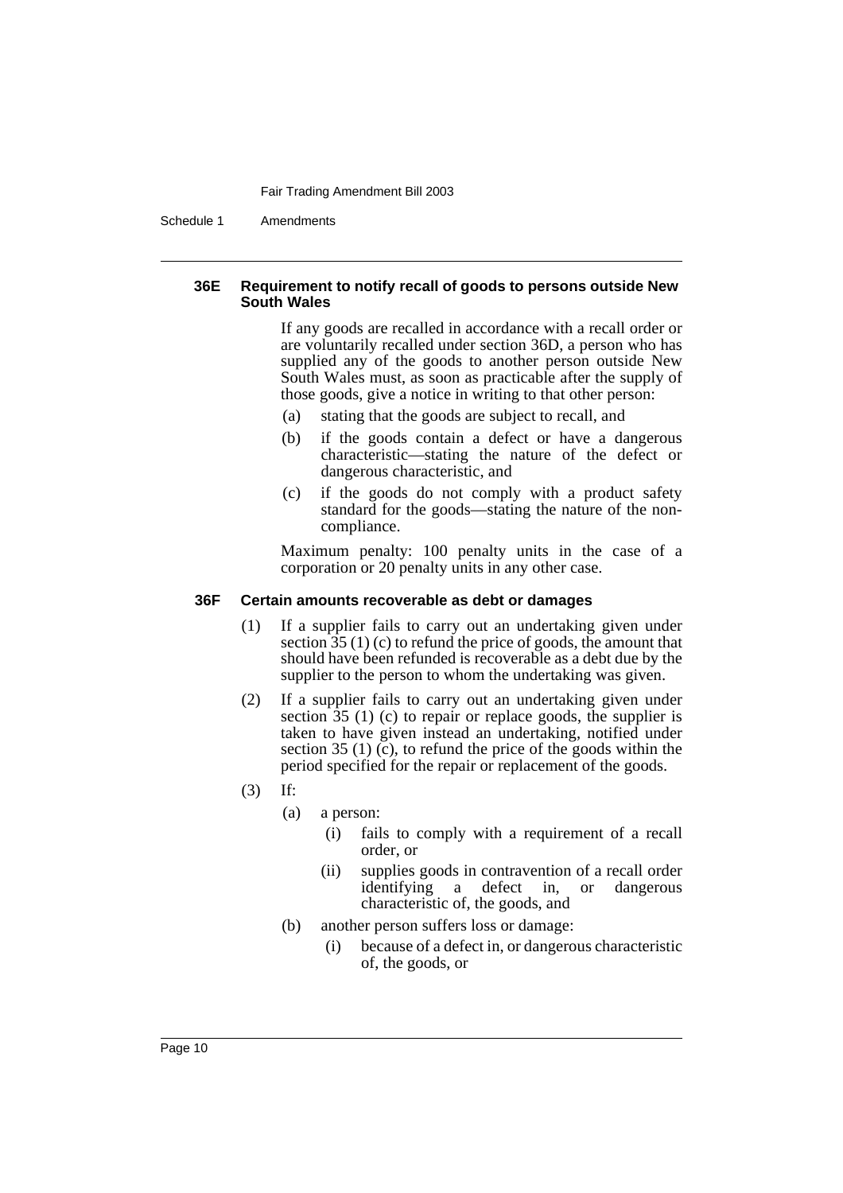#### 36E Requirement to notify recall of goods to persons outside New South Wales

If any goods are recalled in accordance with a recall order or are voluntarily recalled under section 36D, a person who has supplied any of the goods to another person outside New South Wales must, as soon as practicable after the supply of those goods, give a notice in writing to that other person:

- (a) stating that the goods are subject to recall, and
- (b) if the goods contain a defect or have a dangerous characteristic—stating the nature of the defect or dangerous characteristic, and
- (c) if the goods do not comply with a product safety standard for the goods—stating the nature of the non-compliance.

Maximum penalty: 100 penalty units in the case of a corporation or 20 penalty units in any other case.

#### 36F Certain amounts recoverable as debt or damages

(1) If a supplier fails to carry out an undertaking given under section 35 (1) (c) to refund the price of goods, the amount that should have been refunded is recoverable as a debt due by the supplier to the person to whom the undertaking was given.

(2) If a supplier fails to carry out an undertaking given under section 35 (1) (c) to repair or replace goods, the supplier is taken to have given instead an undertaking, notified under section 35 (1) (c), to refund the price of the goods within the period specified for the repair or replacement of the goods.

(3) If:

- (a) a person:
  - (i) fails to comply with a requirement of a recall order, or
  - (ii) supplies goods in contravention of a recall order identifying a defect in, or dangerous characteristic of, the goods, and
- (b) another person suffers loss or damage:
  - (i) because of a defect in, or dangerous characteristic of, the goods, or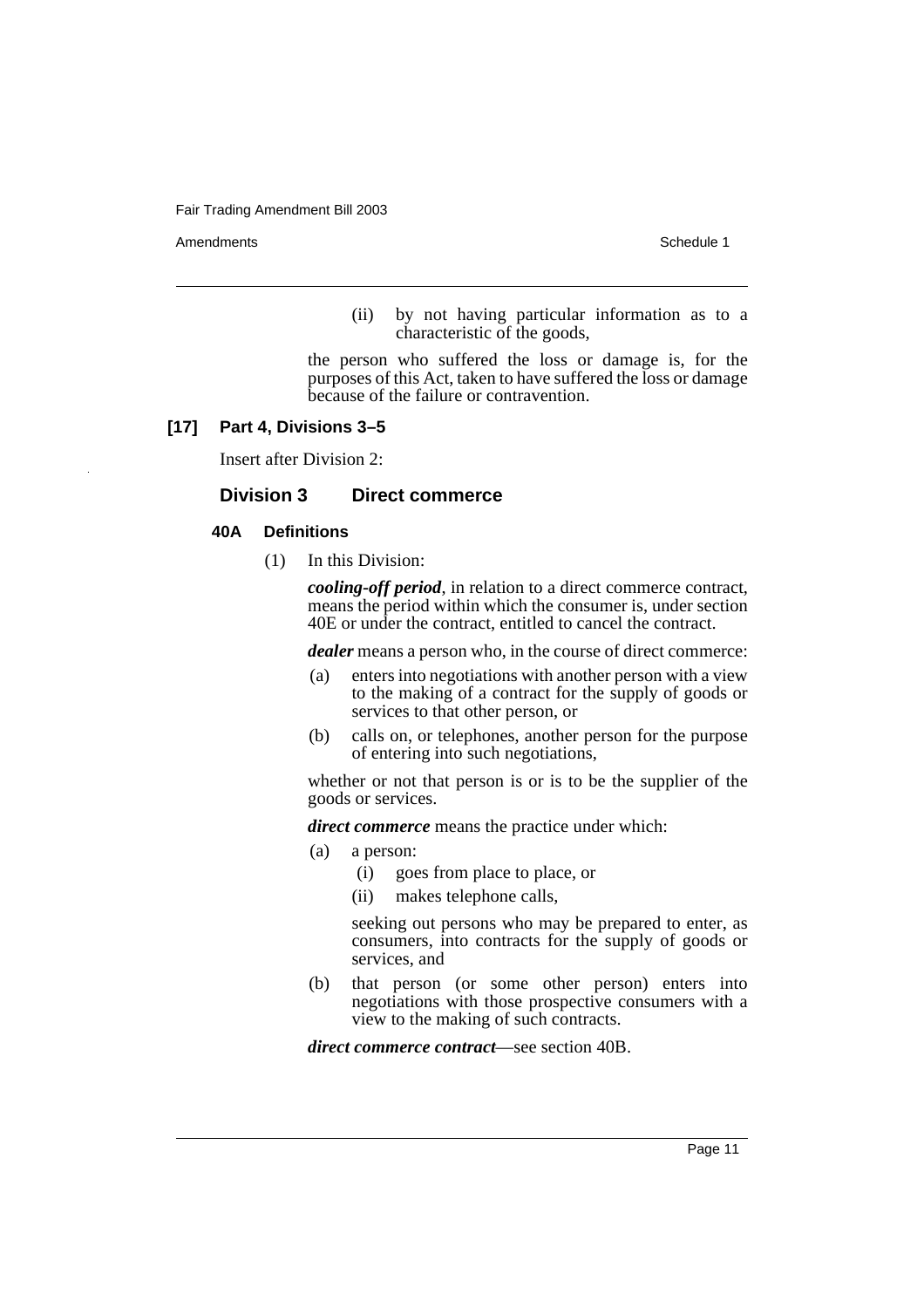(ii) by not having particular information as to a characteristic of the goods,

the person who suffered the loss or damage is, for the purposes of this Act, taken to have suffered the loss or damage because of the failure or contravention.

**[17] Part 4, Divisions 3–5**

Insert after Division 2:

## Division 3 Direct commerce

### 40A Definitions

(1) In this Division:

***cooling-off period***, in relation to a direct commerce contract, means the period within which the consumer is, under section 40E or under the contract, entitled to cancel the contract.

***dealer*** means a person who, in the course of direct commerce:

(a) enters into negotiations with another person with a view to the making of a contract for the supply of goods or services to that other person, or

(b) calls on, or telephones, another person for the purpose of entering into such negotiations,

whether or not that person is or is to be the supplier of the goods or services.

***direct commerce*** means the practice under which:

(a) a person:

(i) goes from place to place, or

(ii) makes telephone calls,

seeking out persons who may be prepared to enter, as consumers, into contracts for the supply of goods or services, and

(b) that person (or some other person) enters into negotiations with those prospective consumers with a view to the making of such contracts.

***direct commerce contract***—see section 40B.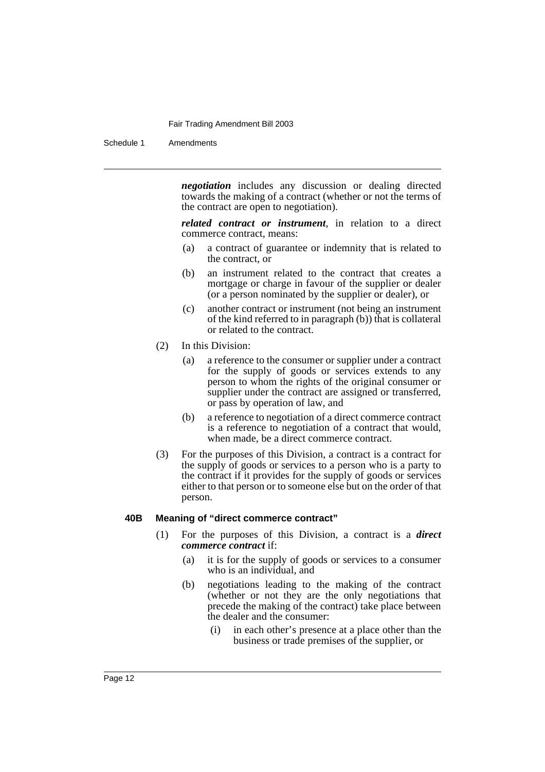***negotiation*** includes any discussion or dealing directed towards the making of a contract (whether or not the terms of the contract are open to negotiation).

***related contract or instrument***, in relation to a direct commerce contract, means:

- (a) a contract of guarantee or indemnity that is related to the contract, or
- (b) an instrument related to the contract that creates a mortgage or charge in favour of the supplier or dealer (or a person nominated by the supplier or dealer), or
- (c) another contract or instrument (not being an instrument of the kind referred to in paragraph (b)) that is collateral or related to the contract.

(2) In this Division:

- (a) a reference to the consumer or supplier under a contract for the supply of goods or services extends to any person to whom the rights of the original consumer or supplier under the contract are assigned or transferred, or pass by operation of law, and
- (b) a reference to negotiation of a direct commerce contract is a reference to negotiation of a contract that would, when made, be a direct commerce contract.

(3) For the purposes of this Division, a contract is a contract for the supply of goods or services to a person who is a party to the contract if it provides for the supply of goods or services either to that person or to someone else but on the order of that person.

**40B Meaning of "direct commerce contract"**

(1) For the purposes of this Division, a contract is a ***direct commerce contract*** if:

- (a) it is for the supply of goods or services to a consumer who is an individual, and
- (b) negotiations leading to the making of the contract (whether or not they are the only negotiations that precede the making of the contract) take place between the dealer and the consumer:
  - (i) in each other's presence at a place other than the business or trade premises of the supplier, or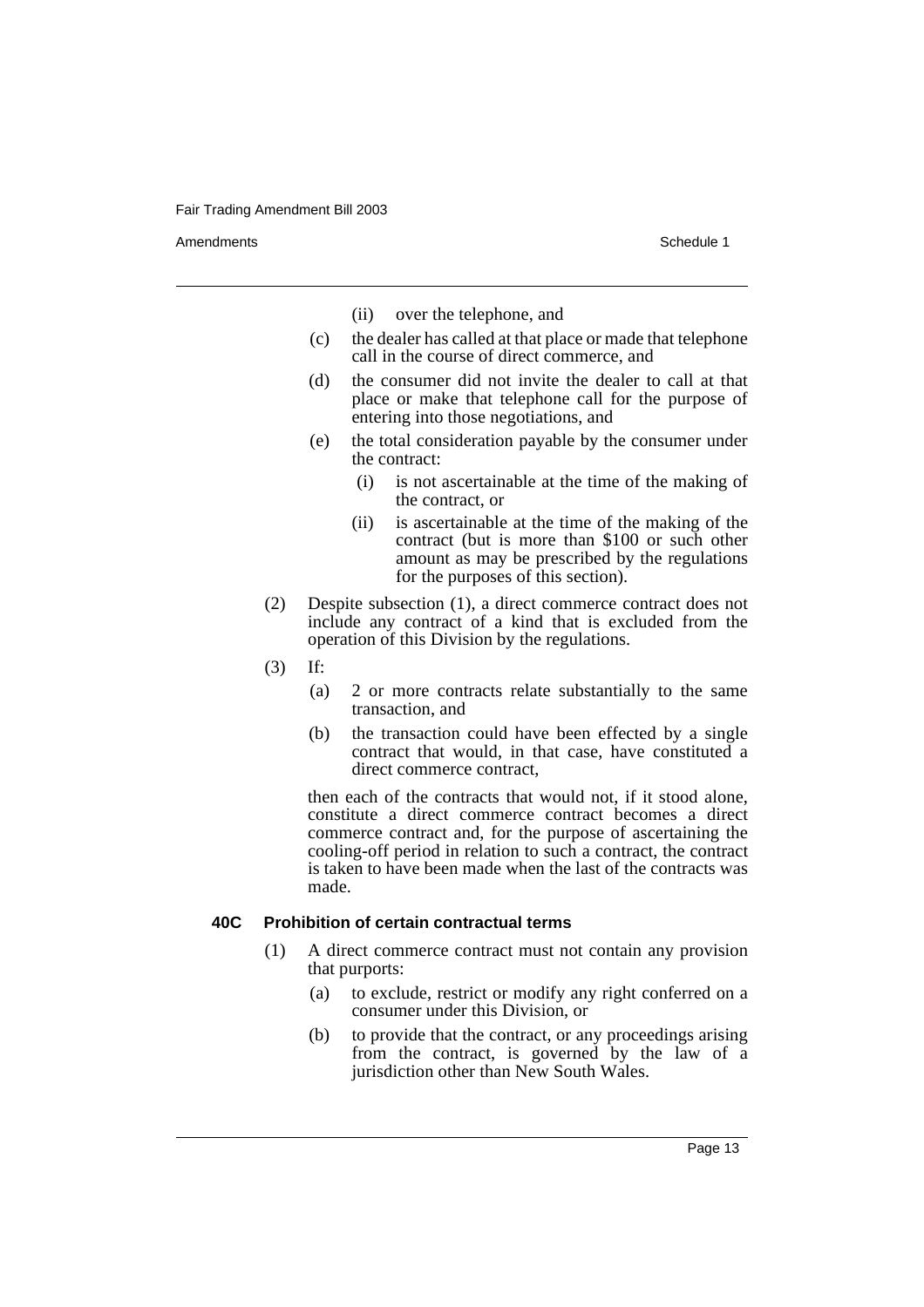(ii) over the telephone, and

(c) the dealer has called at that place or made that telephone call in the course of direct commerce, and

(d) the consumer did not invite the dealer to call at that place or make that telephone call for the purpose of entering into those negotiations, and

(e) the total consideration payable by the consumer under the contract:

(i) is not ascertainable at the time of the making of the contract, or

(ii) is ascertainable at the time of the making of the contract (but is more than $100 or such other amount as may be prescribed by the regulations for the purposes of this section).

(2) Despite subsection (1), a direct commerce contract does not include any contract of a kind that is excluded from the operation of this Division by the regulations.

(3) If:

(a) 2 or more contracts relate substantially to the same transaction, and

(b) the transaction could have been effected by a single contract that would, in that case, have constituted a direct commerce contract,

then each of the contracts that would not, if it stood alone, constitute a direct commerce contract becomes a direct commerce contract and, for the purpose of ascertaining the cooling-off period in relation to such a contract, the contract is taken to have been made when the last of the contracts was made.

**40C Prohibition of certain contractual terms**

(1) A direct commerce contract must not contain any provision that purports:

(a) to exclude, restrict or modify any right conferred on a consumer under this Division, or

(b) to provide that the contract, or any proceedings arising from the contract, is governed by the law of a jurisdiction other than New South Wales.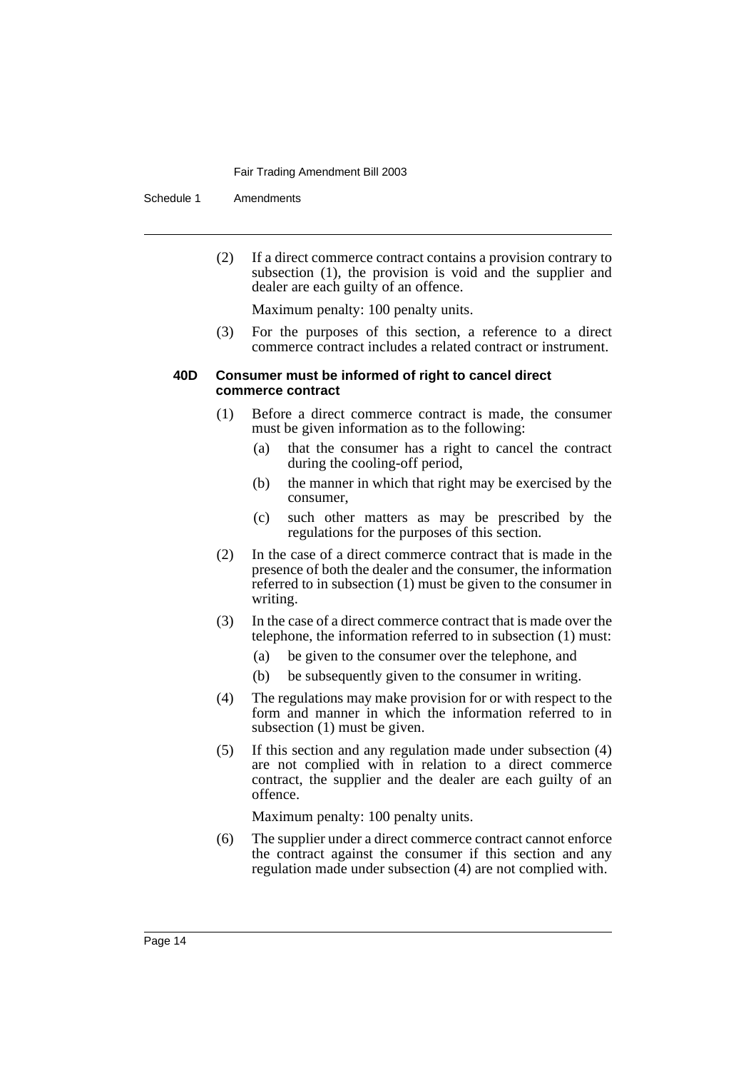(2) If a direct commerce contract contains a provision contrary to subsection (1), the provision is void and the supplier and dealer are each guilty of an offence.

Maximum penalty: 100 penalty units.

(3) For the purposes of this section, a reference to a direct commerce contract includes a related contract or instrument.

#### 40D Consumer must be informed of right to cancel direct commerce contract

(1) Before a direct commerce contract is made, the consumer must be given information as to the following:

- (a) that the consumer has a right to cancel the contract during the cooling-off period,
- (b) the manner in which that right may be exercised by the consumer,
- (c) such other matters as may be prescribed by the regulations for the purposes of this section.

(2) In the case of a direct commerce contract that is made in the presence of both the dealer and the consumer, the information referred to in subsection (1) must be given to the consumer in writing.

(3) In the case of a direct commerce contract that is made over the telephone, the information referred to in subsection (1) must:

- (a) be given to the consumer over the telephone, and
- (b) be subsequently given to the consumer in writing.

(4) The regulations may make provision for or with respect to the form and manner in which the information referred to in subsection (1) must be given.

(5) If this section and any regulation made under subsection (4) are not complied with in relation to a direct commerce contract, the supplier and the dealer are each guilty of an offence.

Maximum penalty: 100 penalty units.

(6) The supplier under a direct commerce contract cannot enforce the contract against the consumer if this section and any regulation made under subsection (4) are not complied with.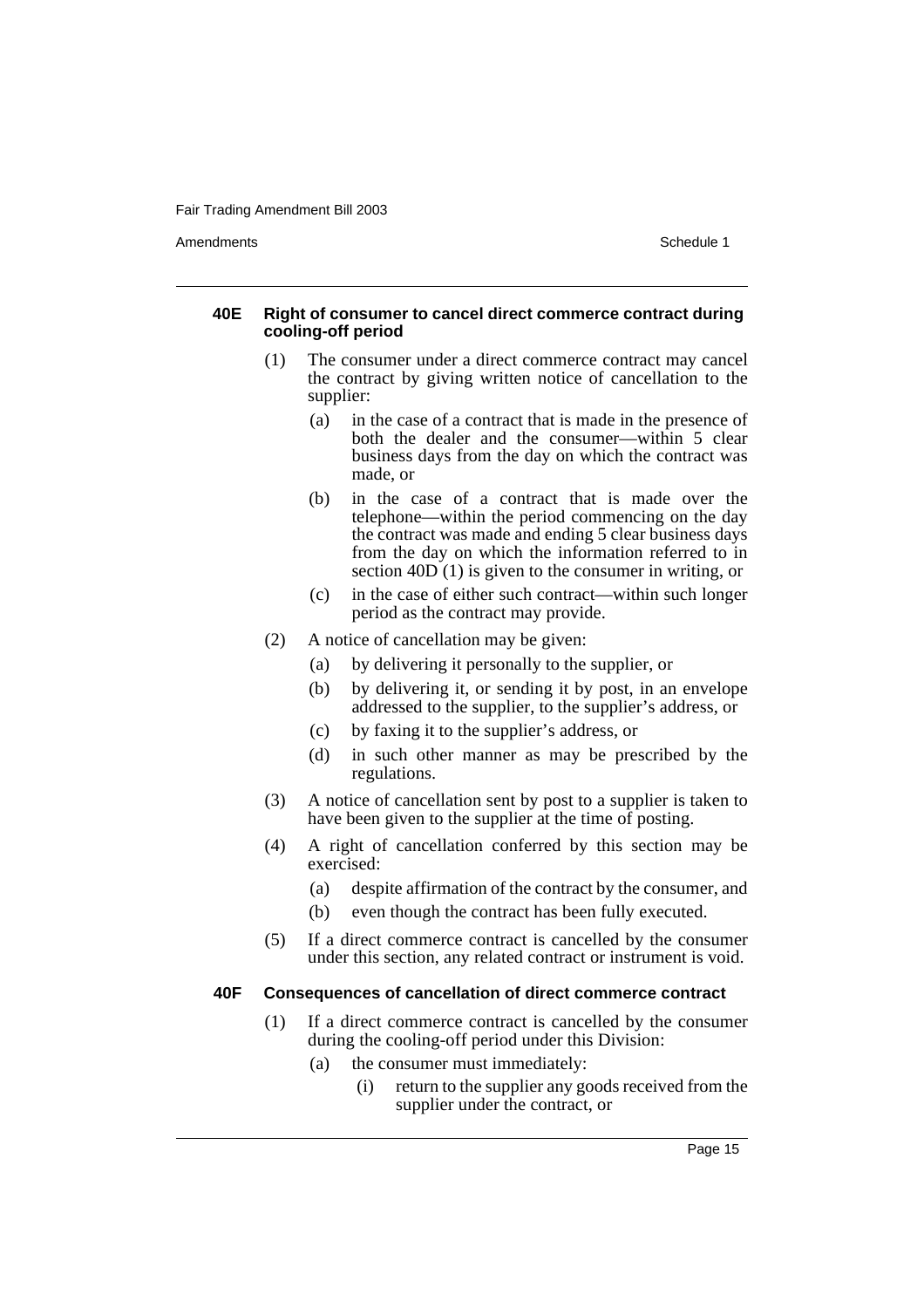#### 40E Right of consumer to cancel direct commerce contract during cooling-off period

(1) The consumer under a direct commerce contract may cancel the contract by giving written notice of cancellation to the supplier:

- (a) in the case of a contract that is made in the presence of both the dealer and the consumer—within 5 clear business days from the day on which the contract was made, or
- (b) in the case of a contract that is made over the telephone—within the period commencing on the day the contract was made and ending 5 clear business days from the day on which the information referred to in section 40D (1) is given to the consumer in writing, or
- (c) in the case of either such contract—within such longer period as the contract may provide.

(2) A notice of cancellation may be given:

- (a) by delivering it personally to the supplier, or
- (b) by delivering it, or sending it by post, in an envelope addressed to the supplier, to the supplier's address, or
- (c) by faxing it to the supplier's address, or
- (d) in such other manner as may be prescribed by the regulations.

(3) A notice of cancellation sent by post to a supplier is taken to have been given to the supplier at the time of posting.

(4) A right of cancellation conferred by this section may be exercised:

- (a) despite affirmation of the contract by the consumer, and
- (b) even though the contract has been fully executed.

(5) If a direct commerce contract is cancelled by the consumer under this section, any related contract or instrument is void.

#### 40F Consequences of cancellation of direct commerce contract

(1) If a direct commerce contract is cancelled by the consumer during the cooling-off period under this Division:

- (a) the consumer must immediately:
  - (i) return to the supplier any goods received from the supplier under the contract, or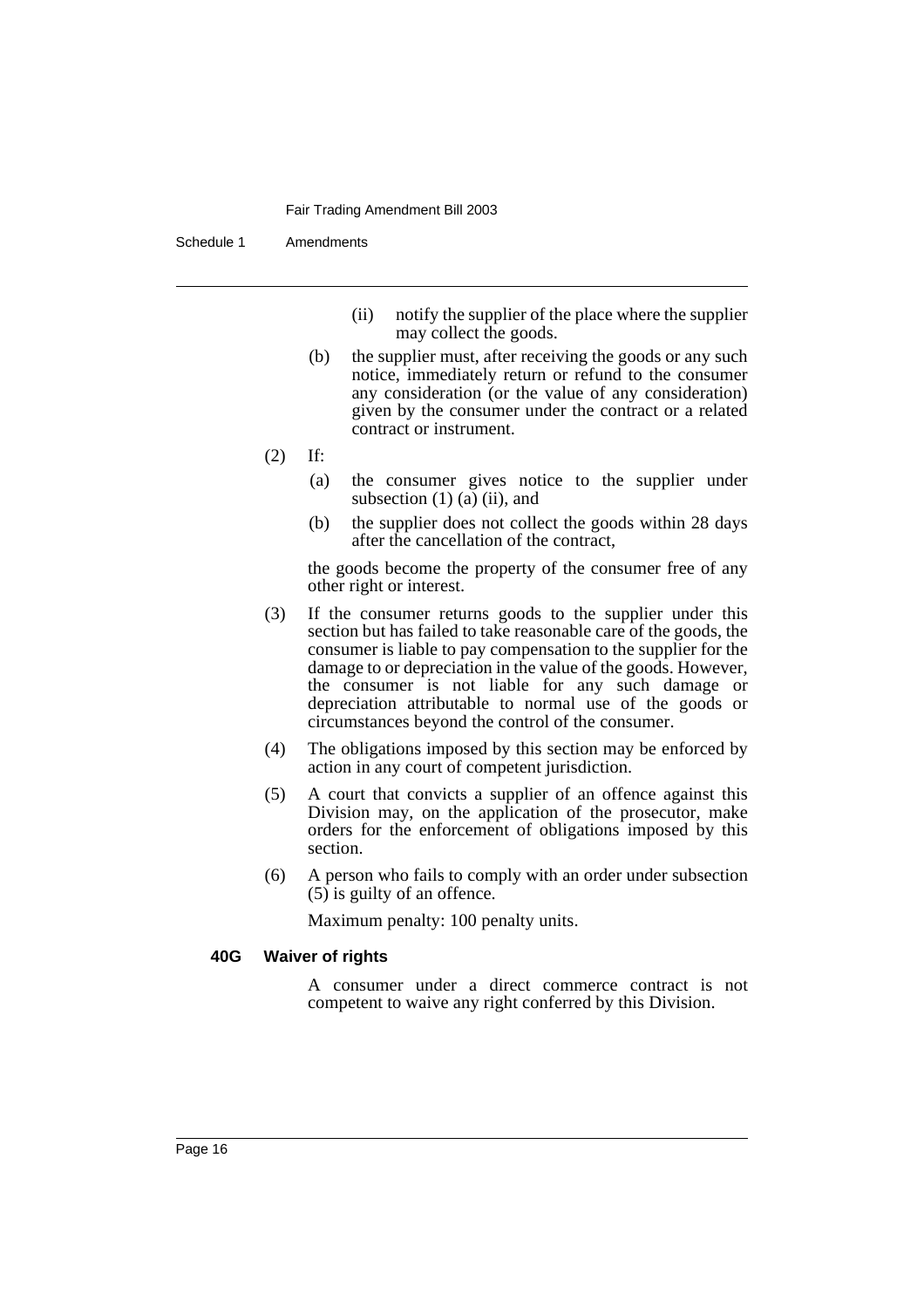(ii) notify the supplier of the place where the supplier may collect the goods.

(b) the supplier must, after receiving the goods or any such notice, immediately return or refund to the consumer any consideration (or the value of any consideration) given by the consumer under the contract or a related contract or instrument.

(2) If:

(a) the consumer gives notice to the supplier under subsection (1) (a) (ii), and

(b) the supplier does not collect the goods within 28 days after the cancellation of the contract,

the goods become the property of the consumer free of any other right or interest.

(3) If the consumer returns goods to the supplier under this section but has failed to take reasonable care of the goods, the consumer is liable to pay compensation to the supplier for the damage to or depreciation in the value of the goods. However, the consumer is not liable for any such damage or depreciation attributable to normal use of the goods or circumstances beyond the control of the consumer.

(4) The obligations imposed by this section may be enforced by action in any court of competent jurisdiction.

(5) A court that convicts a supplier of an offence against this Division may, on the application of the prosecutor, make orders for the enforcement of obligations imposed by this section.

(6) A person who fails to comply with an order under subsection (5) is guilty of an offence.

Maximum penalty: 100 penalty units.

**40G Waiver of rights**

A consumer under a direct commerce contract is not competent to waive any right conferred by this Division.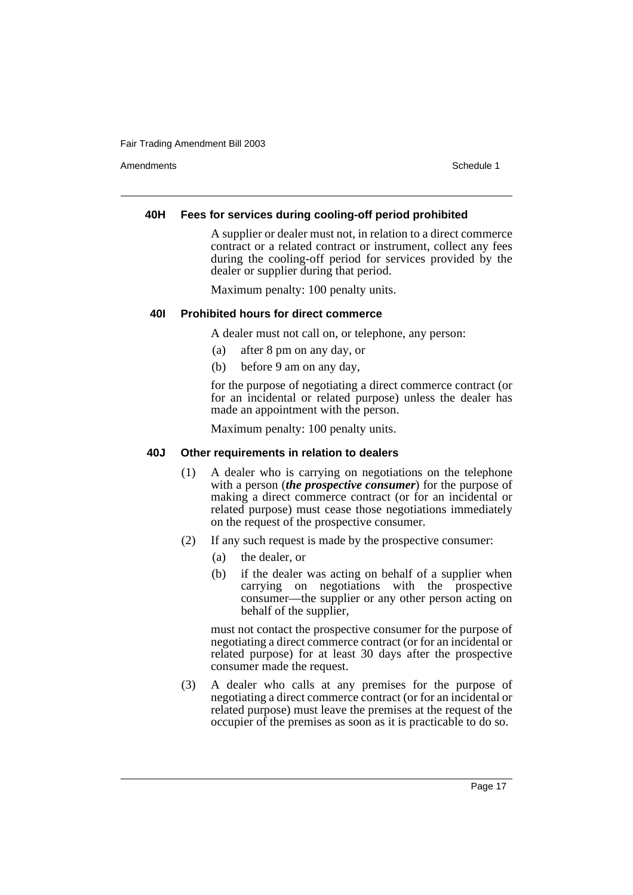#### 40H Fees for services during cooling-off period prohibited

A supplier or dealer must not, in relation to a direct commerce contract or a related contract or instrument, collect any fees during the cooling-off period for services provided by the dealer or supplier during that period.

Maximum penalty: 100 penalty units.

#### 40I Prohibited hours for direct commerce

A dealer must not call on, or telephone, any person:

(a) after 8 pm on any day, or

(b) before 9 am on any day,

for the purpose of negotiating a direct commerce contract (or for an incidental or related purpose) unless the dealer has made an appointment with the person.

Maximum penalty: 100 penalty units.

#### 40J Other requirements in relation to dealers

(1) A dealer who is carrying on negotiations on the telephone with a person (***the prospective consumer***) for the purpose of making a direct commerce contract (or for an incidental or related purpose) must cease those negotiations immediately on the request of the prospective consumer.

(2) If any such request is made by the prospective consumer:

(a) the dealer, or

(b) if the dealer was acting on behalf of a supplier when carrying on negotiations with the prospective consumer—the supplier or any other person acting on behalf of the supplier,

must not contact the prospective consumer for the purpose of negotiating a direct commerce contract (or for an incidental or related purpose) for at least 30 days after the prospective consumer made the request.

(3) A dealer who calls at any premises for the purpose of negotiating a direct commerce contract (or for an incidental or related purpose) must leave the premises at the request of the occupier of the premises as soon as it is practicable to do so.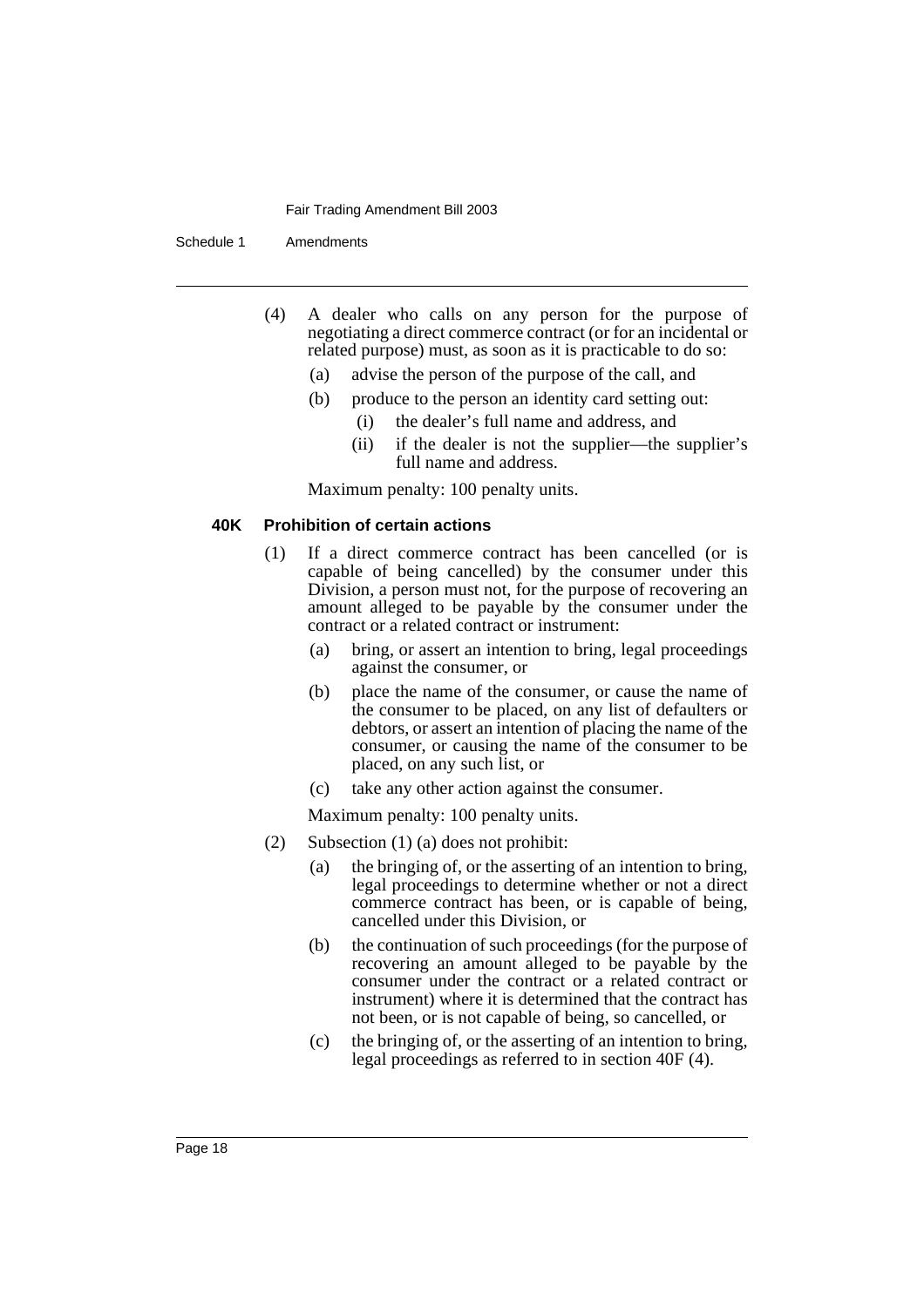(4) A dealer who calls on any person for the purpose of negotiating a direct commerce contract (or for an incidental or related purpose) must, as soon as it is practicable to do so:

(a) advise the person of the purpose of the call, and

(b) produce to the person an identity card setting out:

(i) the dealer's full name and address, and

(ii) if the dealer is not the supplier—the supplier's full name and address.

Maximum penalty: 100 penalty units.

#### 40K Prohibition of certain actions

(1) If a direct commerce contract has been cancelled (or is capable of being cancelled) by the consumer under this Division, a person must not, for the purpose of recovering an amount alleged to be payable by the consumer under the contract or a related contract or instrument:

(a) bring, or assert an intention to bring, legal proceedings against the consumer, or

(b) place the name of the consumer, or cause the name of the consumer to be placed, on any list of defaulters or debtors, or assert an intention of placing the name of the consumer, or causing the name of the consumer to be placed, on any such list, or

(c) take any other action against the consumer.

Maximum penalty: 100 penalty units.

(2) Subsection (1) (a) does not prohibit:

(a) the bringing of, or the asserting of an intention to bring, legal proceedings to determine whether or not a direct commerce contract has been, or is capable of being, cancelled under this Division, or

(b) the continuation of such proceedings (for the purpose of recovering an amount alleged to be payable by the consumer under the contract or a related contract or instrument) where it is determined that the contract has not been, or is not capable of being, so cancelled, or

(c) the bringing of, or the asserting of an intention to bring, legal proceedings as referred to in section 40F (4).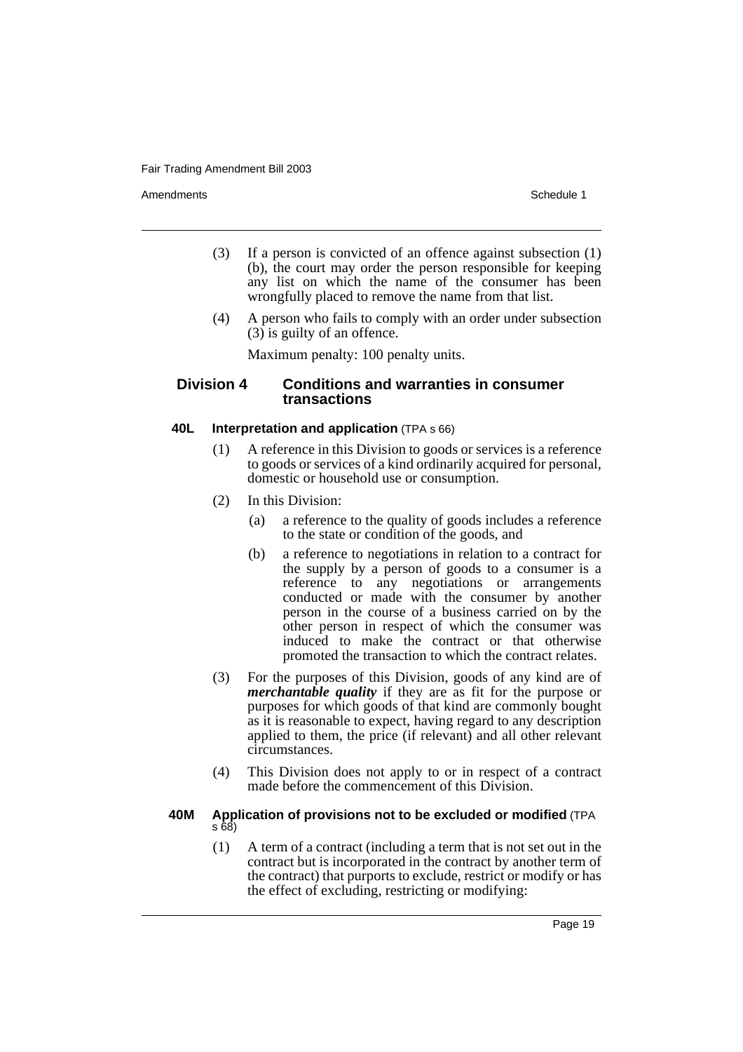(3) If a person is convicted of an offence against subsection (1) (b), the court may order the person responsible for keeping any list on which the name of the consumer has been wrongfully placed to remove the name from that list.

(4) A person who fails to comply with an order under subsection (3) is guilty of an offence.

Maximum penalty: 100 penalty units.

## Division 4 Conditions and warranties in consumer transactions

### 40L Interpretation and application (TPA s 66)

(1) A reference in this Division to goods or services is a reference to goods or services of a kind ordinarily acquired for personal, domestic or household use or consumption.

(2) In this Division:

(a) a reference to the quality of goods includes a reference to the state or condition of the goods, and

(b) a reference to negotiations in relation to a contract for the supply by a person of goods to a consumer is a reference to any negotiations or arrangements conducted or made with the consumer by another person in the course of a business carried on by the other person in respect of which the consumer was induced to make the contract or that otherwise promoted the transaction to which the contract relates.

(3) For the purposes of this Division, goods of any kind are of ***merchantable quality*** if they are as fit for the purpose or purposes for which goods of that kind are commonly bought as it is reasonable to expect, having regard to any description applied to them, the price (if relevant) and all other relevant circumstances.

(4) This Division does not apply to or in respect of a contract made before the commencement of this Division.

### 40M Application of provisions not to be excluded or modified (TPA s 68)

(1) A term of a contract (including a term that is not set out in the contract but is incorporated in the contract by another term of the contract) that purports to exclude, restrict or modify or has the effect of excluding, restricting or modifying: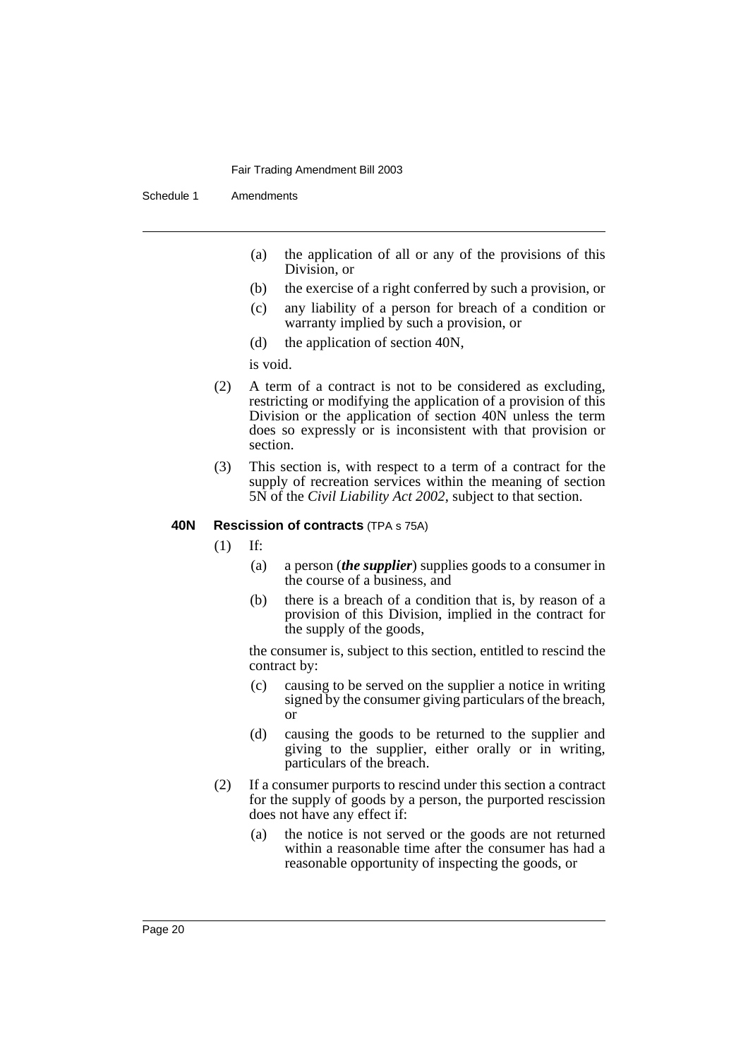(a) the application of all or any of the provisions of this Division, or

(b) the exercise of a right conferred by such a provision, or

(c) any liability of a person for breach of a condition or warranty implied by such a provision, or

(d) the application of section 40N,

is void.

(2) A term of a contract is not to be considered as excluding, restricting or modifying the application of a provision of this Division or the application of section 40N unless the term does so expressly or is inconsistent with that provision or section.

(3) This section is, with respect to a term of a contract for the supply of recreation services within the meaning of section 5N of the *Civil Liability Act 2002*, subject to that section.

**40N Rescission of contracts** (TPA s 75A)

(1) If:

(a) a person (***the supplier***) supplies goods to a consumer in the course of a business, and

(b) there is a breach of a condition that is, by reason of a provision of this Division, implied in the contract for the supply of the goods,

the consumer is, subject to this section, entitled to rescind the contract by:

(c) causing to be served on the supplier a notice in writing signed by the consumer giving particulars of the breach, or

(d) causing the goods to be returned to the supplier and giving to the supplier, either orally or in writing, particulars of the breach.

(2) If a consumer purports to rescind under this section a contract for the supply of goods by a person, the purported rescission does not have any effect if:

(a) the notice is not served or the goods are not returned within a reasonable time after the consumer has had a reasonable opportunity of inspecting the goods, or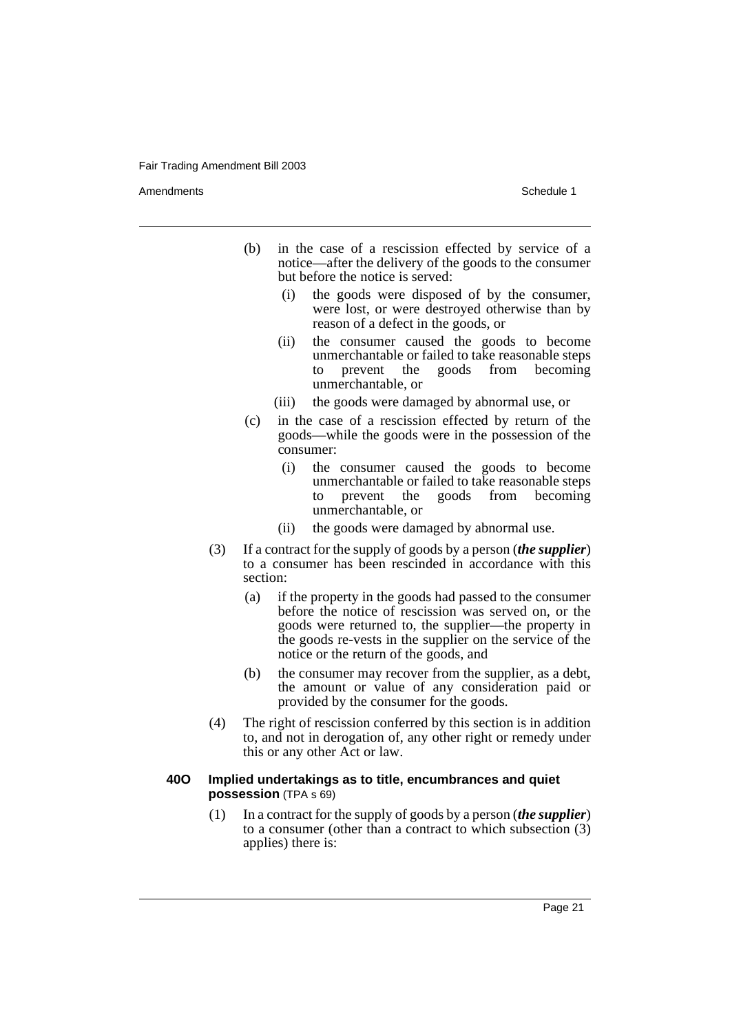(b) in the case of a rescission effected by service of a notice—after the delivery of the goods to the consumer but before the notice is served:

  (i) the goods were disposed of by the consumer, were lost, or were destroyed otherwise than by reason of a defect in the goods, or

  (ii) the consumer caused the goods to become unmerchantable or failed to take reasonable steps to prevent the goods from becoming unmerchantable, or

  (iii) the goods were damaged by abnormal use, or

(c) in the case of a rescission effected by return of the goods—while the goods were in the possession of the consumer:

  (i) the consumer caused the goods to become unmerchantable or failed to take reasonable steps to prevent the goods from becoming unmerchantable, or

  (ii) the goods were damaged by abnormal use.

(3) If a contract for the supply of goods by a person (***the supplier***) to a consumer has been rescinded in accordance with this section:

  (a) if the property in the goods had passed to the consumer before the notice of rescission was served on, or the goods were returned to, the supplier—the property in the goods re-vests in the supplier on the service of the notice or the return of the goods, and

  (b) the consumer may recover from the supplier, as a debt, the amount or value of any consideration paid or provided by the consumer for the goods.

(4) The right of rescission conferred by this section is in addition to, and not in derogation of, any other right or remedy under this or any other Act or law.

### 40O Implied undertakings as to title, encumbrances and quiet possession (TPA s 69)

(1) In a contract for the supply of goods by a person (***the supplier***) to a consumer (other than a contract to which subsection (3) applies) there is: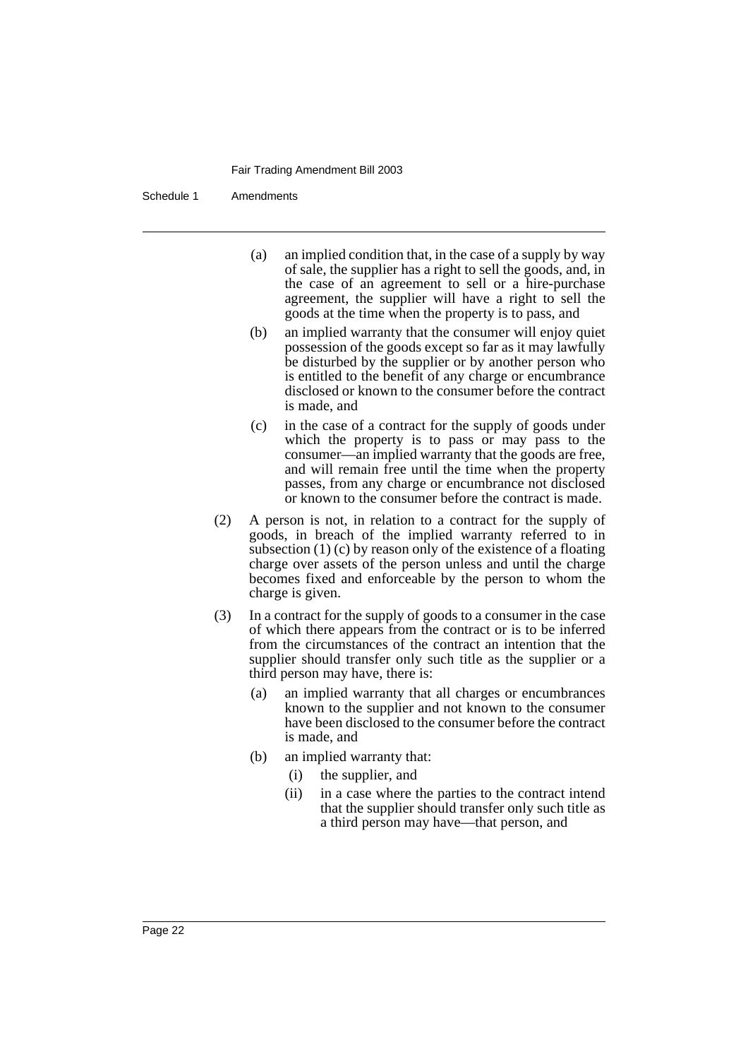(a) an implied condition that, in the case of a supply by way of sale, the supplier has a right to sell the goods, and, in the case of an agreement to sell or a hire-purchase agreement, the supplier will have a right to sell the goods at the time when the property is to pass, and

(b) an implied warranty that the consumer will enjoy quiet possession of the goods except so far as it may lawfully be disturbed by the supplier or by another person who is entitled to the benefit of any charge or encumbrance disclosed or known to the consumer before the contract is made, and

(c) in the case of a contract for the supply of goods under which the property is to pass or may pass to the consumer—an implied warranty that the goods are free, and will remain free until the time when the property passes, from any charge or encumbrance not disclosed or known to the consumer before the contract is made.

(2) A person is not, in relation to a contract for the supply of goods, in breach of the implied warranty referred to in subsection (1) (c) by reason only of the existence of a floating charge over assets of the person unless and until the charge becomes fixed and enforceable by the person to whom the charge is given.

(3) In a contract for the supply of goods to a consumer in the case of which there appears from the contract or is to be inferred from the circumstances of the contract an intention that the supplier should transfer only such title as the supplier or a third person may have, there is:

(a) an implied warranty that all charges or encumbrances known to the supplier and not known to the consumer have been disclosed to the consumer before the contract is made, and

(b) an implied warranty that:

(i) the supplier, and

(ii) in a case where the parties to the contract intend that the supplier should transfer only such title as a third person may have—that person, and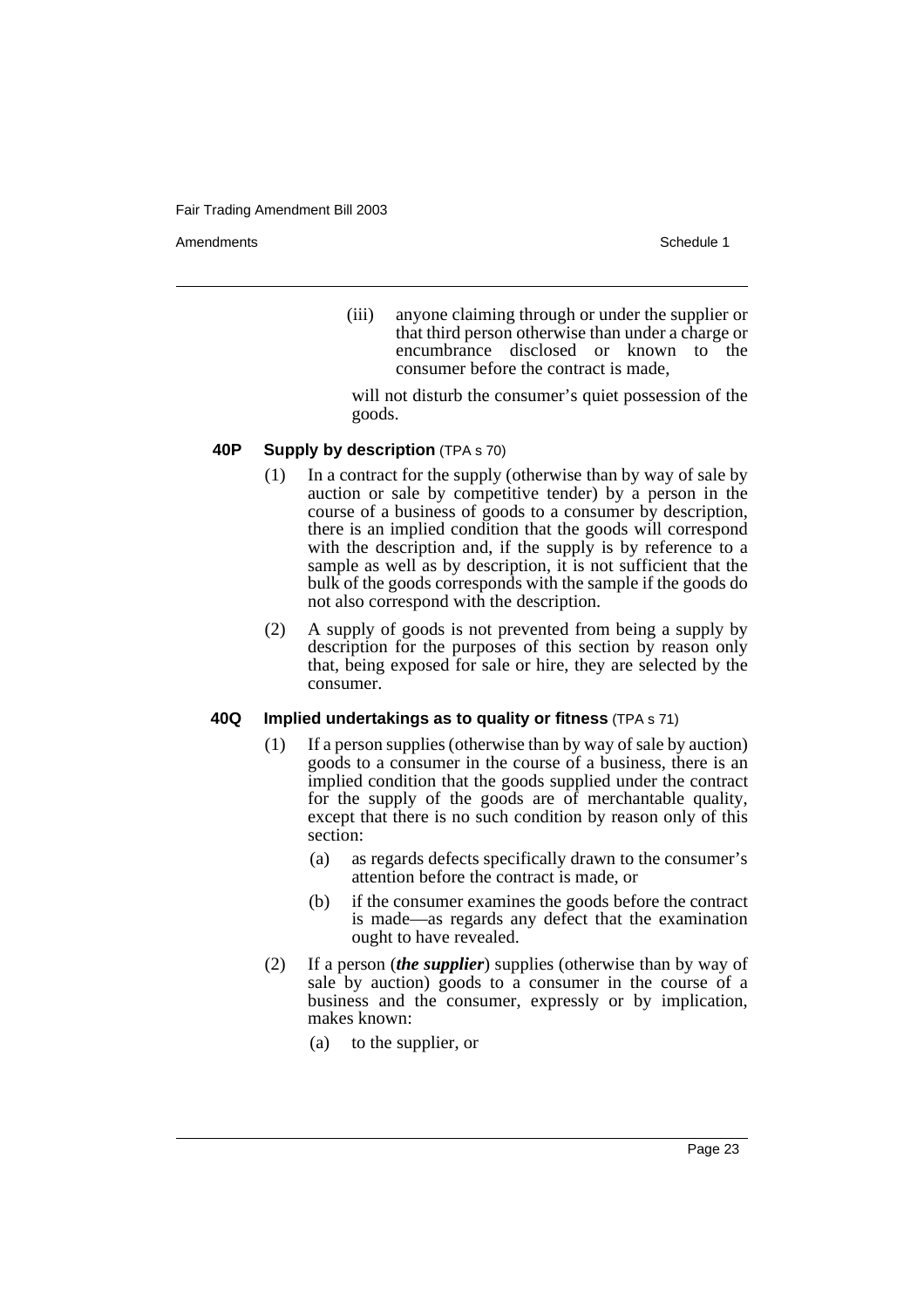(iii) anyone claiming through or under the supplier or that third person otherwise than under a charge or encumbrance disclosed or known to the consumer before the contract is made,

will not disturb the consumer's quiet possession of the goods.

### 40P Supply by description (TPA s 70)

(1) In a contract for the supply (otherwise than by way of sale by auction or sale by competitive tender) by a person in the course of a business of goods to a consumer by description, there is an implied condition that the goods will correspond with the description and, if the supply is by reference to a sample as well as by description, it is not sufficient that the bulk of the goods corresponds with the sample if the goods do not also correspond with the description.

(2) A supply of goods is not prevented from being a supply by description for the purposes of this section by reason only that, being exposed for sale or hire, they are selected by the consumer.

### 40Q Implied undertakings as to quality or fitness (TPA s 71)

(1) If a person supplies (otherwise than by way of sale by auction) goods to a consumer in the course of a business, there is an implied condition that the goods supplied under the contract for the supply of the goods are of merchantable quality, except that there is no such condition by reason only of this section:

- (a) as regards defects specifically drawn to the consumer's attention before the contract is made, or
- (b) if the consumer examines the goods before the contract is made—as regards any defect that the examination ought to have revealed.

(2) If a person (***the supplier***) supplies (otherwise than by way of sale by auction) goods to a consumer in the course of a business and the consumer, expressly or by implication, makes known:

- (a) to the supplier, or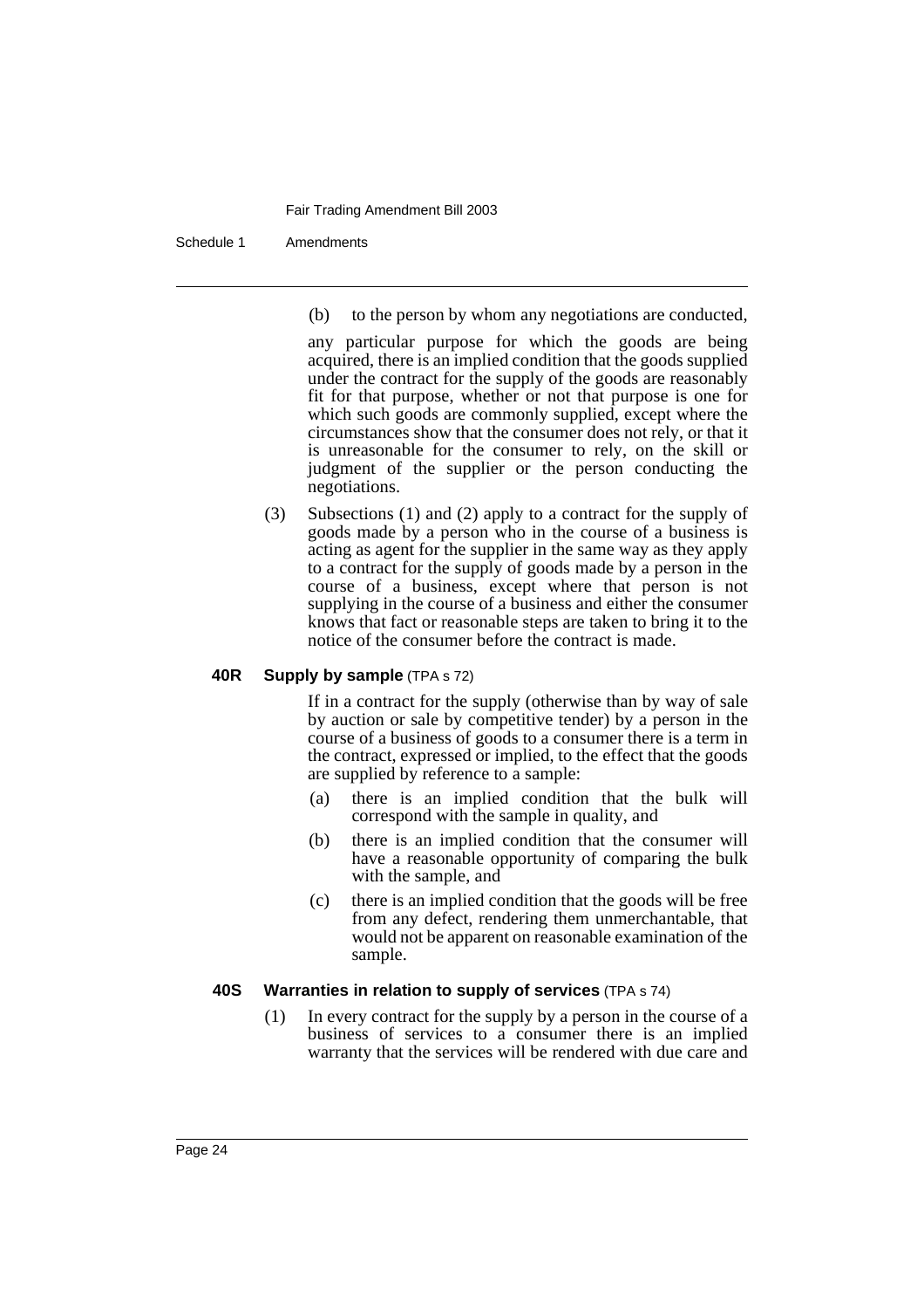(b) to the person by whom any negotiations are conducted,

any particular purpose for which the goods are being acquired, there is an implied condition that the goods supplied under the contract for the supply of the goods are reasonably fit for that purpose, whether or not that purpose is one for which such goods are commonly supplied, except where the circumstances show that the consumer does not rely, or that it is unreasonable for the consumer to rely, on the skill or judgment of the supplier or the person conducting the negotiations.

(3) Subsections (1) and (2) apply to a contract for the supply of goods made by a person who in the course of a business is acting as agent for the supplier in the same way as they apply to a contract for the supply of goods made by a person in the course of a business, except where that person is not supplying in the course of a business and either the consumer knows that fact or reasonable steps are taken to bring it to the notice of the consumer before the contract is made.

#### 40R Supply by sample (TPA s 72)

If in a contract for the supply (otherwise than by way of sale by auction or sale by competitive tender) by a person in the course of a business of goods to a consumer there is a term in the contract, expressed or implied, to the effect that the goods are supplied by reference to a sample:

(a) there is an implied condition that the bulk will correspond with the sample in quality, and

(b) there is an implied condition that the consumer will have a reasonable opportunity of comparing the bulk with the sample, and

(c) there is an implied condition that the goods will be free from any defect, rendering them unmerchantable, that would not be apparent on reasonable examination of the sample.

#### 40S Warranties in relation to supply of services (TPA s 74)

(1) In every contract for the supply by a person in the course of a business of services to a consumer there is an implied warranty that the services will be rendered with due care and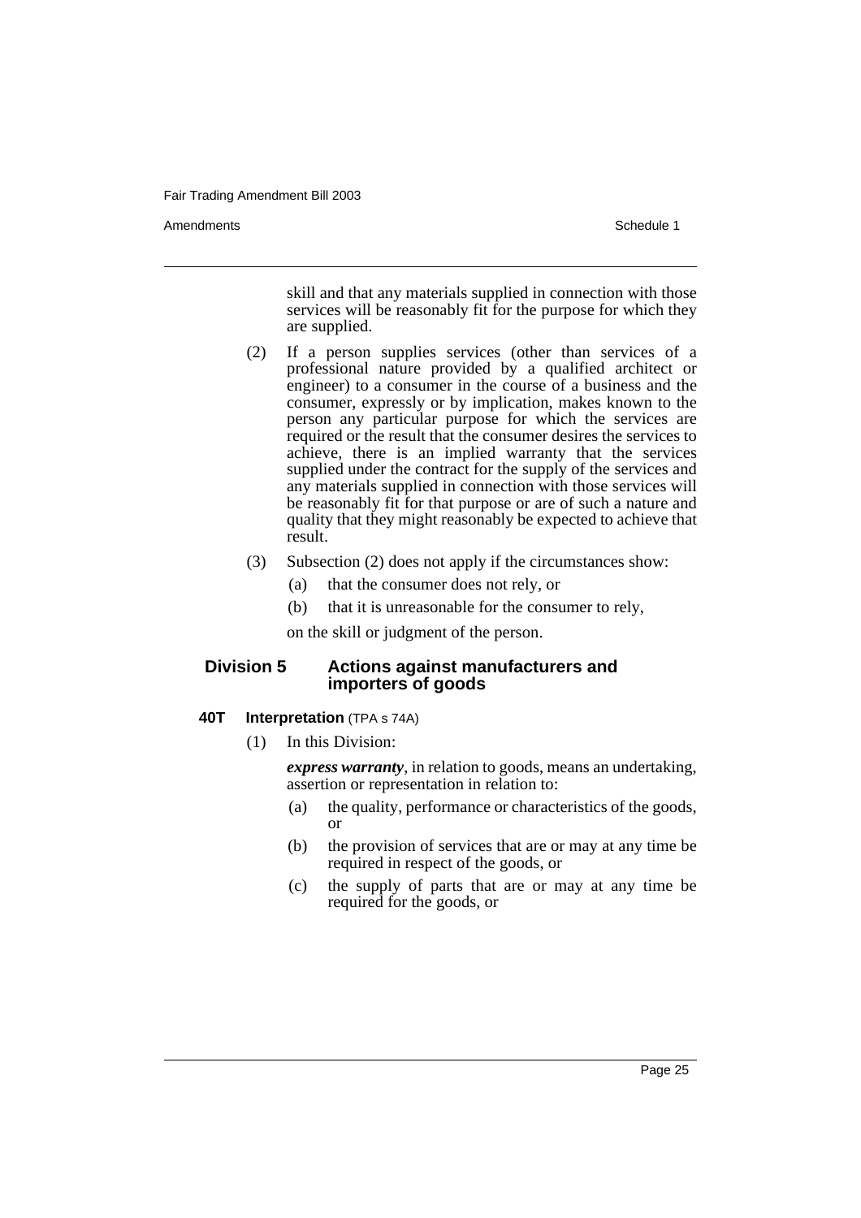skill and that any materials supplied in connection with those services will be reasonably fit for the purpose for which they are supplied.

(2) If a person supplies services (other than services of a professional nature provided by a qualified architect or engineer) to a consumer in the course of a business and the consumer, expressly or by implication, makes known to the person any particular purpose for which the services are required or the result that the consumer desires the services to achieve, there is an implied warranty that the services supplied under the contract for the supply of the services and any materials supplied in connection with those services will be reasonably fit for that purpose or are of such a nature and quality that they might reasonably be expected to achieve that result.

(3) Subsection (2) does not apply if the circumstances show:

(a) that the consumer does not rely, or

(b) that it is unreasonable for the consumer to rely,

on the skill or judgment of the person.

## Division 5 Actions against manufacturers and importers of goods

### 40T Interpretation (TPA s 74A)

(1) In this Division:

***express warranty***, in relation to goods, means an undertaking, assertion or representation in relation to:

(a) the quality, performance or characteristics of the goods, or

(b) the provision of services that are or may at any time be required in respect of the goods, or

(c) the supply of parts that are or may at any time be required for the goods, or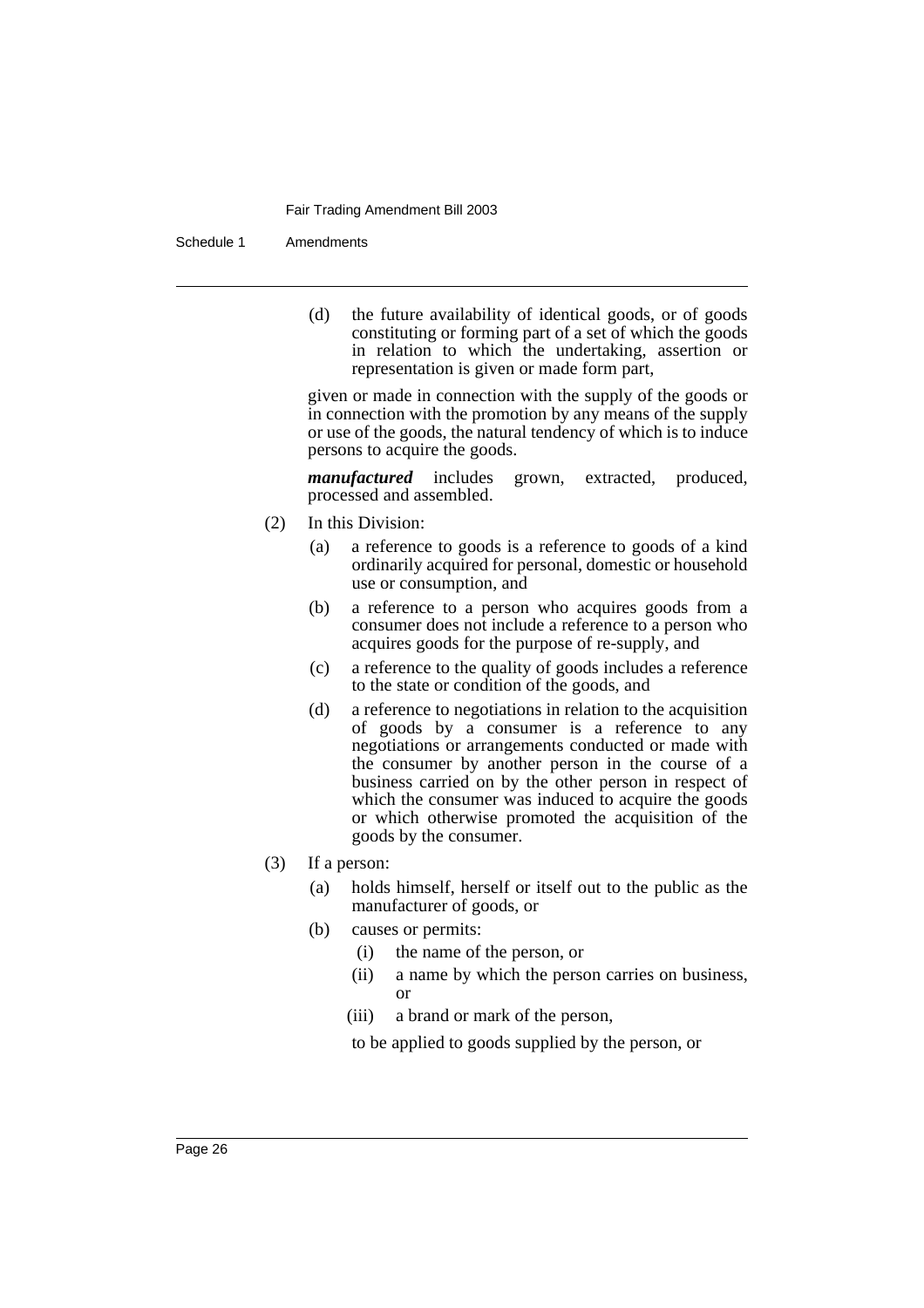(d) the future availability of identical goods, or of goods constituting or forming part of a set of which the goods in relation to which the undertaking, assertion or representation is given or made form part,

given or made in connection with the supply of the goods or in connection with the promotion by any means of the supply or use of the goods, the natural tendency of which is to induce persons to acquire the goods.

***manufactured*** includes grown, extracted, produced, processed and assembled.

(2) In this Division:

(a) a reference to goods is a reference to goods of a kind ordinarily acquired for personal, domestic or household use or consumption, and

(b) a reference to a person who acquires goods from a consumer does not include a reference to a person who acquires goods for the purpose of re-supply, and

(c) a reference to the quality of goods includes a reference to the state or condition of the goods, and

(d) a reference to negotiations in relation to the acquisition of goods by a consumer is a reference to any negotiations or arrangements conducted or made with the consumer by another person in the course of a business carried on by the other person in respect of which the consumer was induced to acquire the goods or which otherwise promoted the acquisition of the goods by the consumer.

(3) If a person:

(a) holds himself, herself or itself out to the public as the manufacturer of goods, or

(b) causes or permits:

(i) the name of the person, or

(ii) a name by which the person carries on business, or

(iii) a brand or mark of the person,

to be applied to goods supplied by the person, or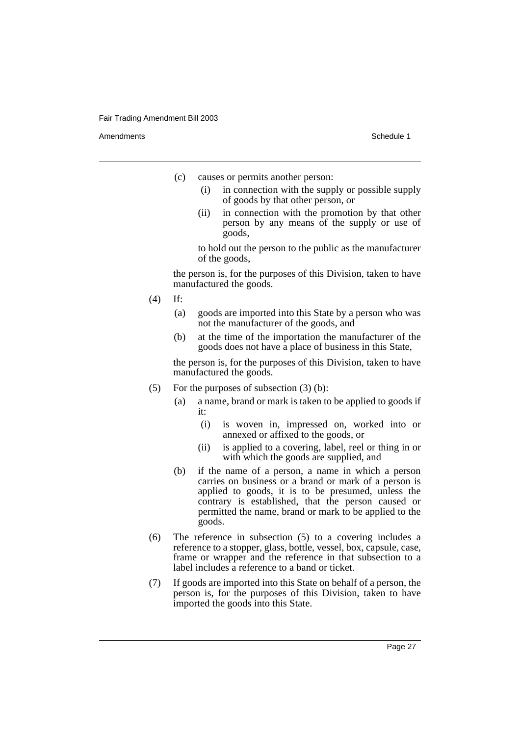(c) causes or permits another person:

   (i) in connection with the supply or possible supply of goods by that other person, or

   (ii) in connection with the promotion by that other person by any means of the supply or use of goods,

   to hold out the person to the public as the manufacturer of the goods,

the person is, for the purposes of this Division, taken to have manufactured the goods.

(4) If:

(a) goods are imported into this State by a person who was not the manufacturer of the goods, and

(b) at the time of the importation the manufacturer of the goods does not have a place of business in this State,

the person is, for the purposes of this Division, taken to have manufactured the goods.

(5) For the purposes of subsection (3) (b):

(a) a name, brand or mark is taken to be applied to goods if it:

   (i) is woven in, impressed on, worked into or annexed or affixed to the goods, or

   (ii) is applied to a covering, label, reel or thing in or with which the goods are supplied, and

(b) if the name of a person, a name in which a person carries on business or a brand or mark of a person is applied to goods, it is to be presumed, unless the contrary is established, that the person caused or permitted the name, brand or mark to be applied to the goods.

(6) The reference in subsection (5) to a covering includes a reference to a stopper, glass, bottle, vessel, box, capsule, case, frame or wrapper and the reference in that subsection to a label includes a reference to a band or ticket.

(7) If goods are imported into this State on behalf of a person, the person is, for the purposes of this Division, taken to have imported the goods into this State.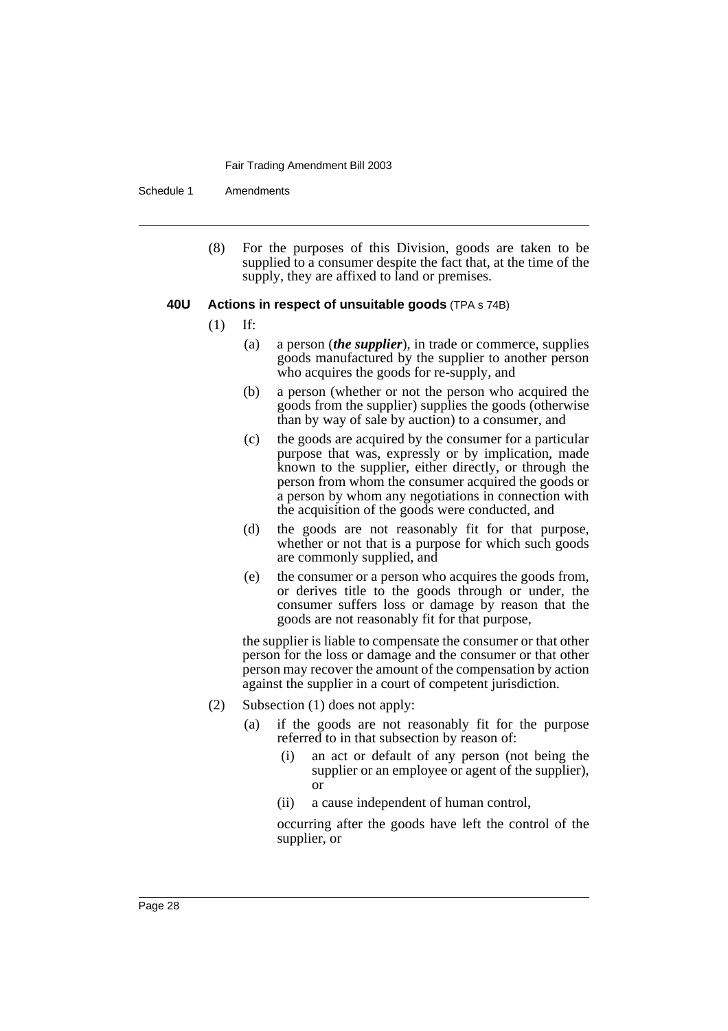(8) For the purposes of this Division, goods are taken to be supplied to a consumer despite the fact that, at the time of the supply, they are affixed to land or premises.

#### 40U Actions in respect of unsuitable goods (TPA s 74B)

(1) If:

(a) a person (***the supplier***), in trade or commerce, supplies goods manufactured by the supplier to another person who acquires the goods for re-supply, and

(b) a person (whether or not the person who acquired the goods from the supplier) supplies the goods (otherwise than by way of sale by auction) to a consumer, and

(c) the goods are acquired by the consumer for a particular purpose that was, expressly or by implication, made known to the supplier, either directly, or through the person from whom the consumer acquired the goods or a person by whom any negotiations in connection with the acquisition of the goods were conducted, and

(d) the goods are not reasonably fit for that purpose, whether or not that is a purpose for which such goods are commonly supplied, and

(e) the consumer or a person who acquires the goods from, or derives title to the goods through or under, the consumer suffers loss or damage by reason that the goods are not reasonably fit for that purpose,

the supplier is liable to compensate the consumer or that other person for the loss or damage and the consumer or that other person may recover the amount of the compensation by action against the supplier in a court of competent jurisdiction.

(2) Subsection (1) does not apply:

(a) if the goods are not reasonably fit for the purpose referred to in that subsection by reason of:

(i) an act or default of any person (not being the supplier or an employee or agent of the supplier), or

(ii) a cause independent of human control,

occurring after the goods have left the control of the supplier, or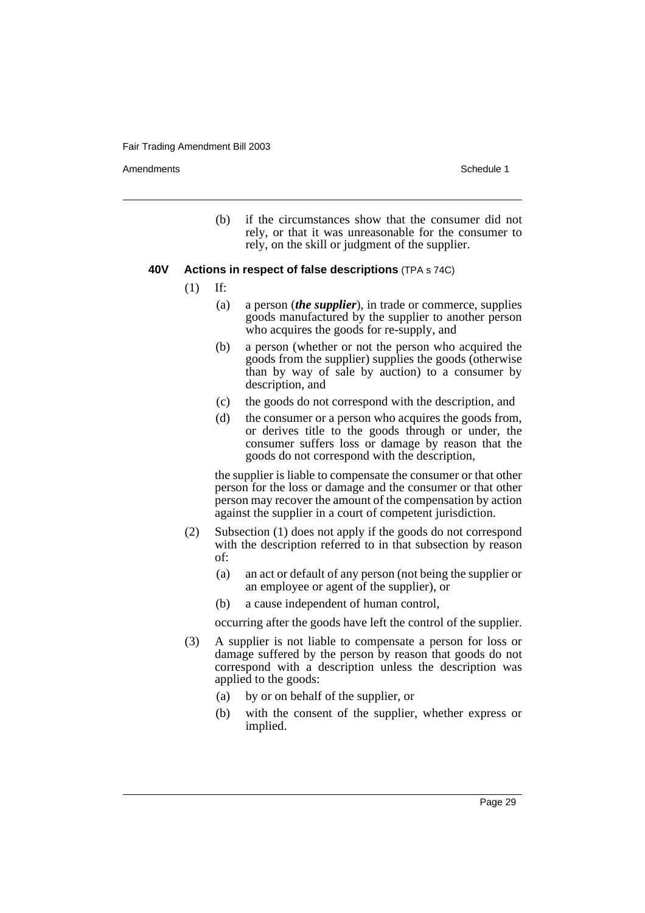(b) if the circumstances show that the consumer did not rely, or that it was unreasonable for the consumer to rely, on the skill or judgment of the supplier.

**40V Actions in respect of false descriptions** (TPA s 74C)

(1) If:

(a) a person (***the supplier***), in trade or commerce, supplies goods manufactured by the supplier to another person who acquires the goods for re-supply, and

(b) a person (whether or not the person who acquired the goods from the supplier) supplies the goods (otherwise than by way of sale by auction) to a consumer by description, and

(c) the goods do not correspond with the description, and

(d) the consumer or a person who acquires the goods from, or derives title to the goods through or under, the consumer suffers loss or damage by reason that the goods do not correspond with the description,

the supplier is liable to compensate the consumer or that other person for the loss or damage and the consumer or that other person may recover the amount of the compensation by action against the supplier in a court of competent jurisdiction.

(2) Subsection (1) does not apply if the goods do not correspond with the description referred to in that subsection by reason of:

(a) an act or default of any person (not being the supplier or an employee or agent of the supplier), or

(b) a cause independent of human control,

occurring after the goods have left the control of the supplier.

(3) A supplier is not liable to compensate a person for loss or damage suffered by the person by reason that goods do not correspond with a description unless the description was applied to the goods:

(a) by or on behalf of the supplier, or

(b) with the consent of the supplier, whether express or implied.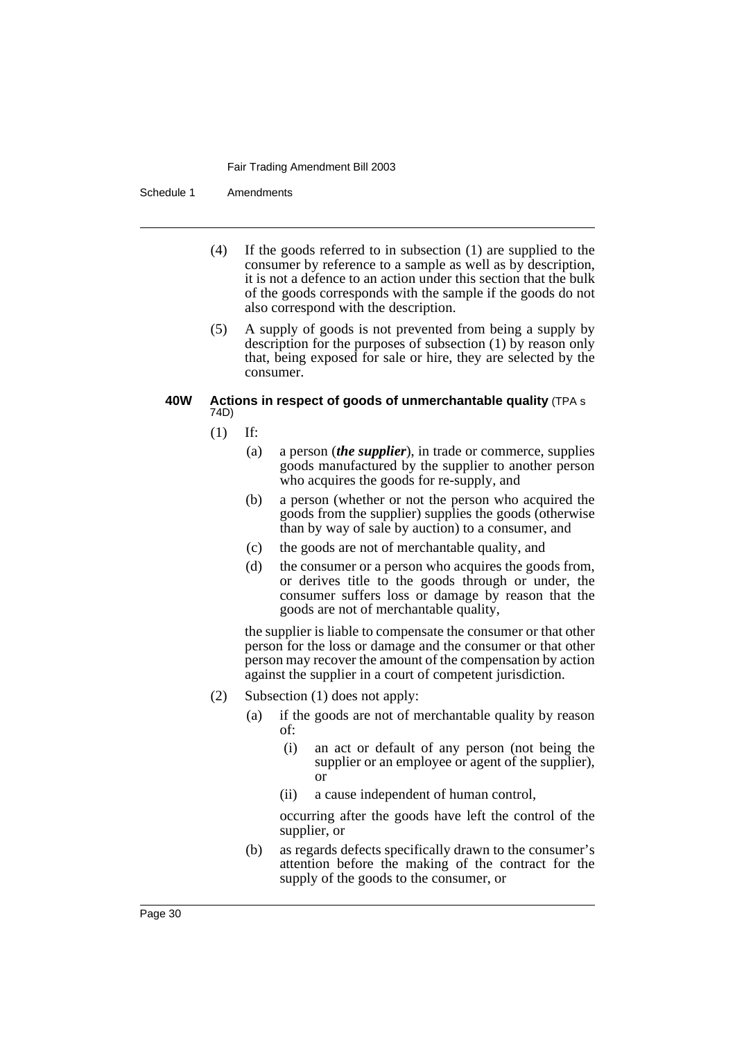(4) If the goods referred to in subsection (1) are supplied to the consumer by reference to a sample as well as by description, it is not a defence to an action under this section that the bulk of the goods corresponds with the sample if the goods do not also correspond with the description.

(5) A supply of goods is not prevented from being a supply by description for the purposes of subsection (1) by reason only that, being exposed for sale or hire, they are selected by the consumer.

#### 40W Actions in respect of goods of unmerchantable quality (TPA s 74D)

(1) If:

(a) a person (***the supplier***), in trade or commerce, supplies goods manufactured by the supplier to another person who acquires the goods for re-supply, and

(b) a person (whether or not the person who acquired the goods from the supplier) supplies the goods (otherwise than by way of sale by auction) to a consumer, and

(c) the goods are not of merchantable quality, and

(d) the consumer or a person who acquires the goods from, or derives title to the goods through or under, the consumer suffers loss or damage by reason that the goods are not of merchantable quality,

the supplier is liable to compensate the consumer or that other person for the loss or damage and the consumer or that other person may recover the amount of the compensation by action against the supplier in a court of competent jurisdiction.

(2) Subsection (1) does not apply:

(a) if the goods are not of merchantable quality by reason of:

(i) an act or default of any person (not being the supplier or an employee or agent of the supplier), or

(ii) a cause independent of human control,

occurring after the goods have left the control of the supplier, or

(b) as regards defects specifically drawn to the consumer's attention before the making of the contract for the supply of the goods to the consumer, or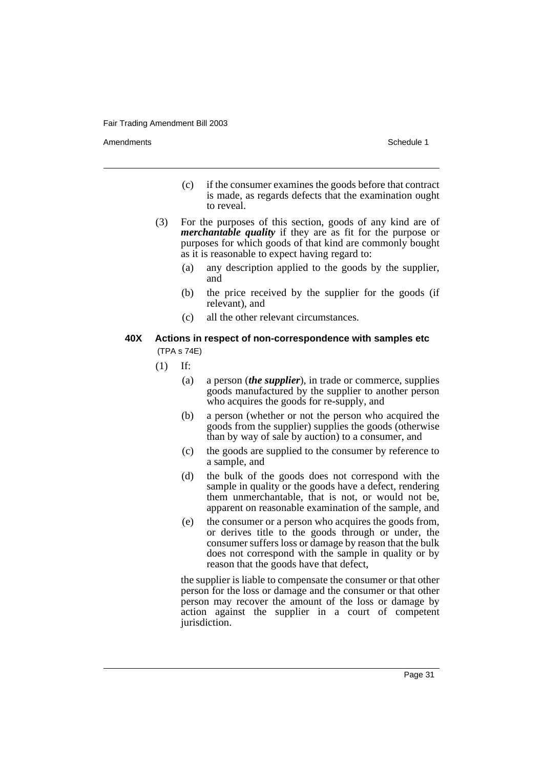(c) if the consumer examines the goods before that contract is made, as regards defects that the examination ought to reveal.

(3) For the purposes of this section, goods of any kind are of ***merchantable quality*** if they are as fit for the purpose or purposes for which goods of that kind are commonly bought as it is reasonable to expect having regard to:

(a) any description applied to the goods by the supplier, and

(b) the price received by the supplier for the goods (if relevant), and

(c) all the other relevant circumstances.

### 40X Actions in respect of non-correspondence with samples etc

(TPA s 74E)

(1) If:

(a) a person (***the supplier***), in trade or commerce, supplies goods manufactured by the supplier to another person who acquires the goods for re-supply, and

(b) a person (whether or not the person who acquired the goods from the supplier) supplies the goods (otherwise than by way of sale by auction) to a consumer, and

(c) the goods are supplied to the consumer by reference to a sample, and

(d) the bulk of the goods does not correspond with the sample in quality or the goods have a defect, rendering them unmerchantable, that is not, or would not be, apparent on reasonable examination of the sample, and

(e) the consumer or a person who acquires the goods from, or derives title to the goods through or under, the consumer suffers loss or damage by reason that the bulk does not correspond with the sample in quality or by reason that the goods have that defect,

the supplier is liable to compensate the consumer or that other person for the loss or damage and the consumer or that other person may recover the amount of the loss or damage by action against the supplier in a court of competent jurisdiction.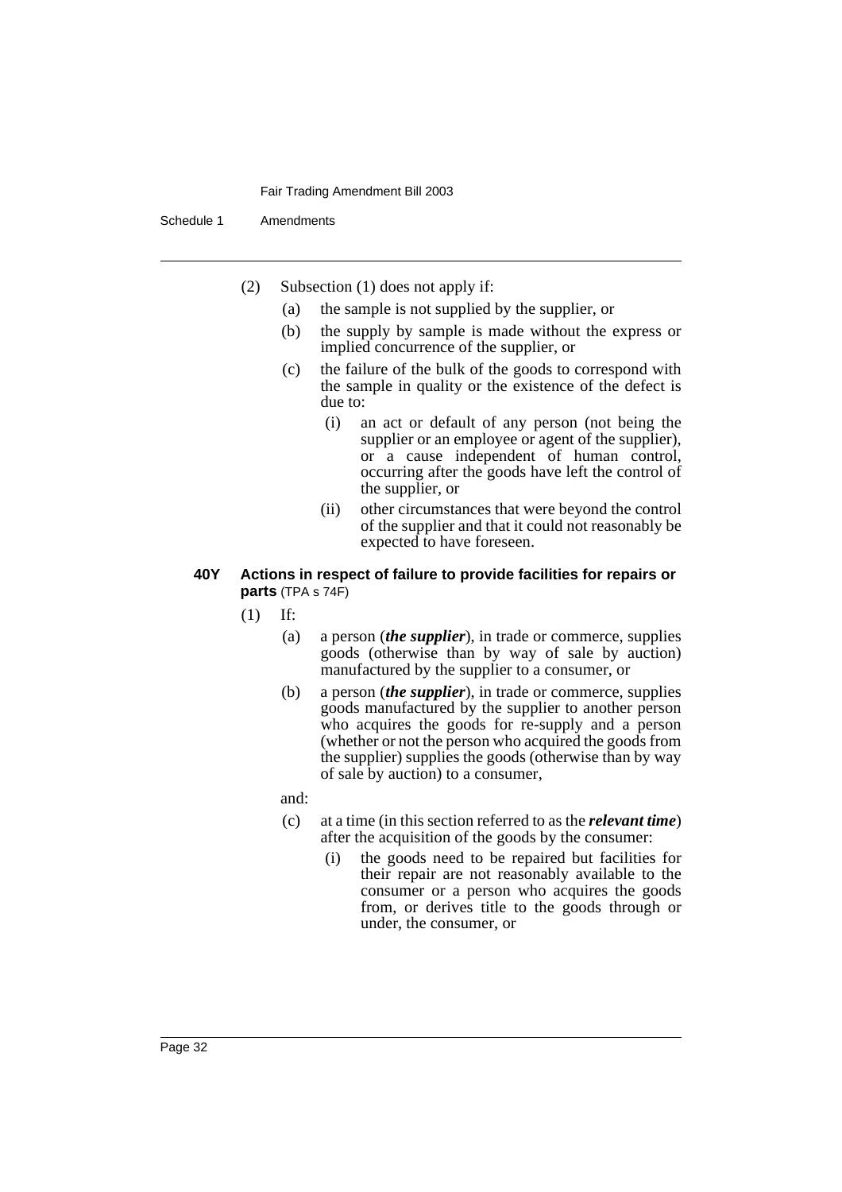(2) Subsection (1) does not apply if:

(a) the sample is not supplied by the supplier, or

(b) the supply by sample is made without the express or implied concurrence of the supplier, or

(c) the failure of the bulk of the goods to correspond with the sample in quality or the existence of the defect is due to:

(i) an act or default of any person (not being the supplier or an employee or agent of the supplier), or a cause independent of human control, occurring after the goods have left the control of the supplier, or

(ii) other circumstances that were beyond the control of the supplier and that it could not reasonably be expected to have foreseen.

**40Y Actions in respect of failure to provide facilities for repairs or parts** (TPA s 74F)

(1) If:

(a) a person (***the supplier***), in trade or commerce, supplies goods (otherwise than by way of sale by auction) manufactured by the supplier to a consumer, or

(b) a person (***the supplier***), in trade or commerce, supplies goods manufactured by the supplier to another person who acquires the goods for re-supply and a person (whether or not the person who acquired the goods from the supplier) supplies the goods (otherwise than by way of sale by auction) to a consumer,

and:

(c) at a time (in this section referred to as the ***relevant time***) after the acquisition of the goods by the consumer:

(i) the goods need to be repaired but facilities for their repair are not reasonably available to the consumer or a person who acquires the goods from, or derives title to the goods through or under, the consumer, or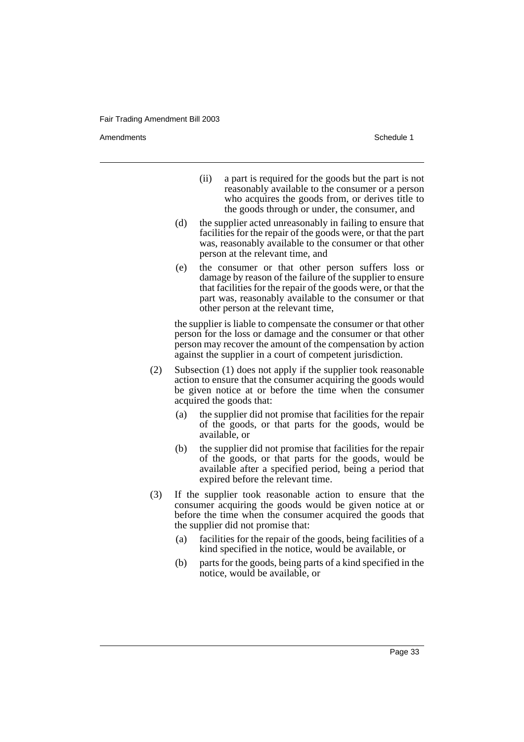(ii) a part is required for the goods but the part is not reasonably available to the consumer or a person who acquires the goods from, or derives title to the goods through or under, the consumer, and

(d) the supplier acted unreasonably in failing to ensure that facilities for the repair of the goods were, or that the part was, reasonably available to the consumer or that other person at the relevant time, and

(e) the consumer or that other person suffers loss or damage by reason of the failure of the supplier to ensure that facilities for the repair of the goods were, or that the part was, reasonably available to the consumer or that other person at the relevant time,

the supplier is liable to compensate the consumer or that other person for the loss or damage and the consumer or that other person may recover the amount of the compensation by action against the supplier in a court of competent jurisdiction.

(2) Subsection (1) does not apply if the supplier took reasonable action to ensure that the consumer acquiring the goods would be given notice at or before the time when the consumer acquired the goods that:

(a) the supplier did not promise that facilities for the repair of the goods, or that parts for the goods, would be available, or

(b) the supplier did not promise that facilities for the repair of the goods, or that parts for the goods, would be available after a specified period, being a period that expired before the relevant time.

(3) If the supplier took reasonable action to ensure that the consumer acquiring the goods would be given notice at or before the time when the consumer acquired the goods that the supplier did not promise that:

(a) facilities for the repair of the goods, being facilities of a kind specified in the notice, would be available, or

(b) parts for the goods, being parts of a kind specified in the notice, would be available, or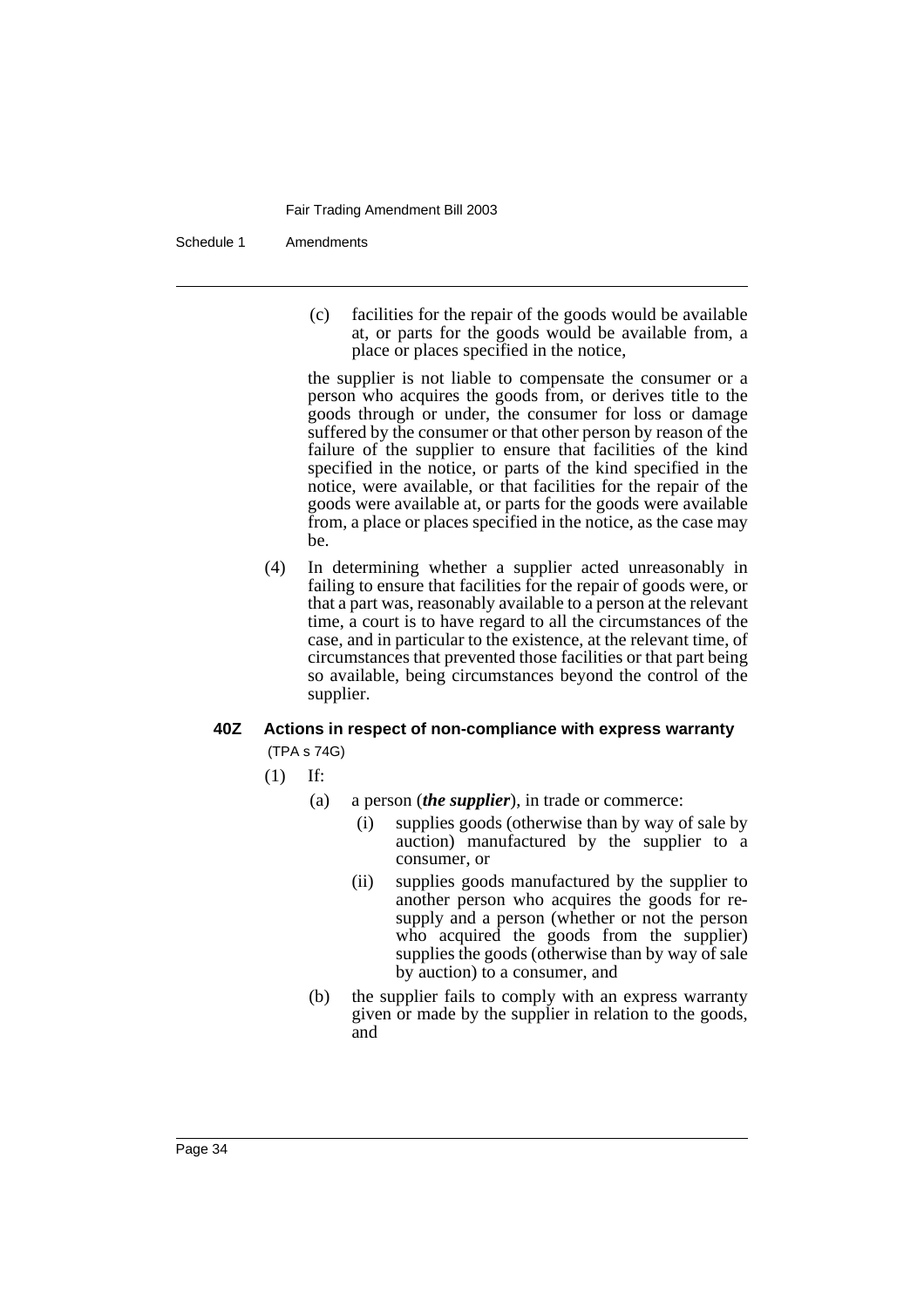(c) facilities for the repair of the goods would be available at, or parts for the goods would be available from, a place or places specified in the notice,

the supplier is not liable to compensate the consumer or a person who acquires the goods from, or derives title to the goods through or under, the consumer for loss or damage suffered by the consumer or that other person by reason of the failure of the supplier to ensure that facilities of the kind specified in the notice, or parts of the kind specified in the notice, were available, or that facilities for the repair of the goods were available at, or parts for the goods were available from, a place or places specified in the notice, as the case may be.

(4) In determining whether a supplier acted unreasonably in failing to ensure that facilities for the repair of goods were, or that a part was, reasonably available to a person at the relevant time, a court is to have regard to all the circumstances of the case, and in particular to the existence, at the relevant time, of circumstances that prevented those facilities or that part being so available, being circumstances beyond the control of the supplier.

**40Z Actions in respect of non-compliance with express warranty**

(TPA s 74G)

(1) If:

(a) a person (***the supplier***), in trade or commerce:

(i) supplies goods (otherwise than by way of sale by auction) manufactured by the supplier to a consumer, or

(ii) supplies goods manufactured by the supplier to another person who acquires the goods for re-supply and a person (whether or not the person who acquired the goods from the supplier) supplies the goods (otherwise than by way of sale by auction) to a consumer, and

(b) the supplier fails to comply with an express warranty given or made by the supplier in relation to the goods, and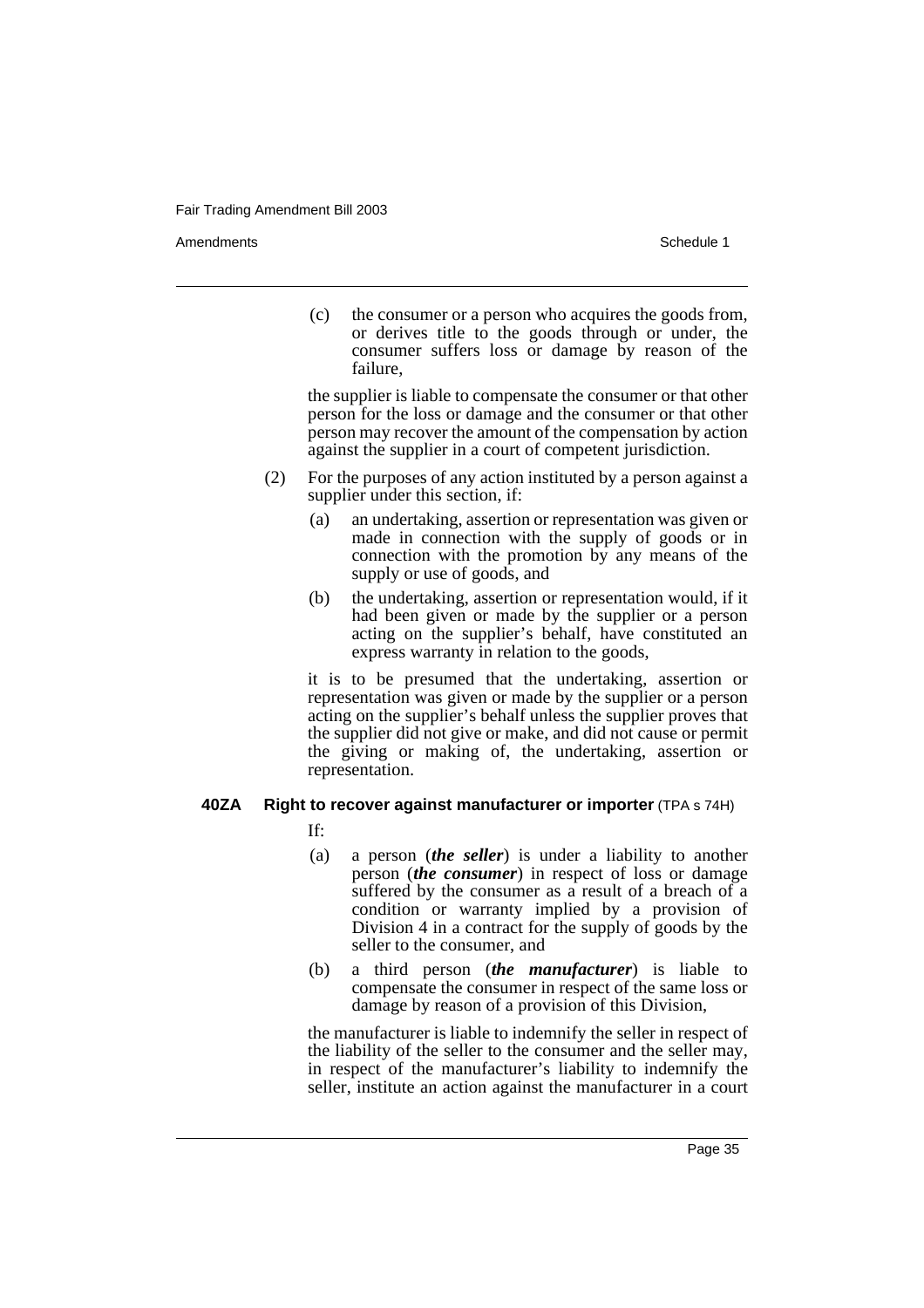(c) the consumer or a person who acquires the goods from, or derives title to the goods through or under, the consumer suffers loss or damage by reason of the failure,

the supplier is liable to compensate the consumer or that other person for the loss or damage and the consumer or that other person may recover the amount of the compensation by action against the supplier in a court of competent jurisdiction.

(2) For the purposes of any action instituted by a person against a supplier under this section, if:

(a) an undertaking, assertion or representation was given or made in connection with the supply of goods or in connection with the promotion by any means of the supply or use of goods, and

(b) the undertaking, assertion or representation would, if it had been given or made by the supplier or a person acting on the supplier's behalf, have constituted an express warranty in relation to the goods,

it is to be presumed that the undertaking, assertion or representation was given or made by the supplier or a person acting on the supplier's behalf unless the supplier proves that the supplier did not give or make, and did not cause or permit the giving or making of, the undertaking, assertion or representation.

**40ZA Right to recover against manufacturer or importer** (TPA s 74H)

If:

(a) a person (***the seller***) is under a liability to another person (***the consumer***) in respect of loss or damage suffered by the consumer as a result of a breach of a condition or warranty implied by a provision of Division 4 in a contract for the supply of goods by the seller to the consumer, and

(b) a third person (***the manufacturer***) is liable to compensate the consumer in respect of the same loss or damage by reason of a provision of this Division,

the manufacturer is liable to indemnify the seller in respect of the liability of the seller to the consumer and the seller may, in respect of the manufacturer's liability to indemnify the seller, institute an action against the manufacturer in a court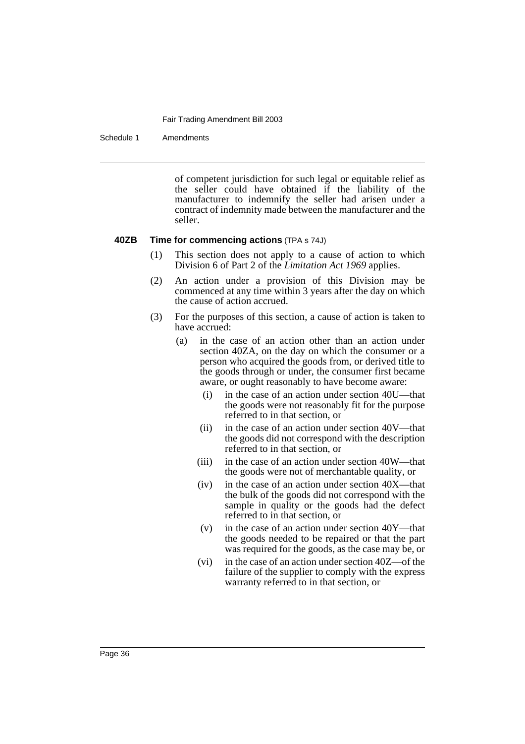of competent jurisdiction for such legal or equitable relief as the seller could have obtained if the liability of the manufacturer to indemnify the seller had arisen under a contract of indemnity made between the manufacturer and the seller.

**40ZB Time for commencing actions** (TPA s 74J)

(1) This section does not apply to a cause of action to which Division 6 of Part 2 of the *Limitation Act 1969* applies.

(2) An action under a provision of this Division may be commenced at any time within 3 years after the day on which the cause of action accrued.

(3) For the purposes of this section, a cause of action is taken to have accrued:

(a) in the case of an action other than an action under section 40ZA, on the day on which the consumer or a person who acquired the goods from, or derived title to the goods through or under, the consumer first became aware, or ought reasonably to have become aware:

(i) in the case of an action under section 40U—that the goods were not reasonably fit for the purpose referred to in that section, or

(ii) in the case of an action under section 40V—that the goods did not correspond with the description referred to in that section, or

(iii) in the case of an action under section 40W—that the goods were not of merchantable quality, or

(iv) in the case of an action under section 40X—that the bulk of the goods did not correspond with the sample in quality or the goods had the defect referred to in that section, or

(v) in the case of an action under section 40Y—that the goods needed to be repaired or that the part was required for the goods, as the case may be, or

(vi) in the case of an action under section 40Z—of the failure of the supplier to comply with the express warranty referred to in that section, or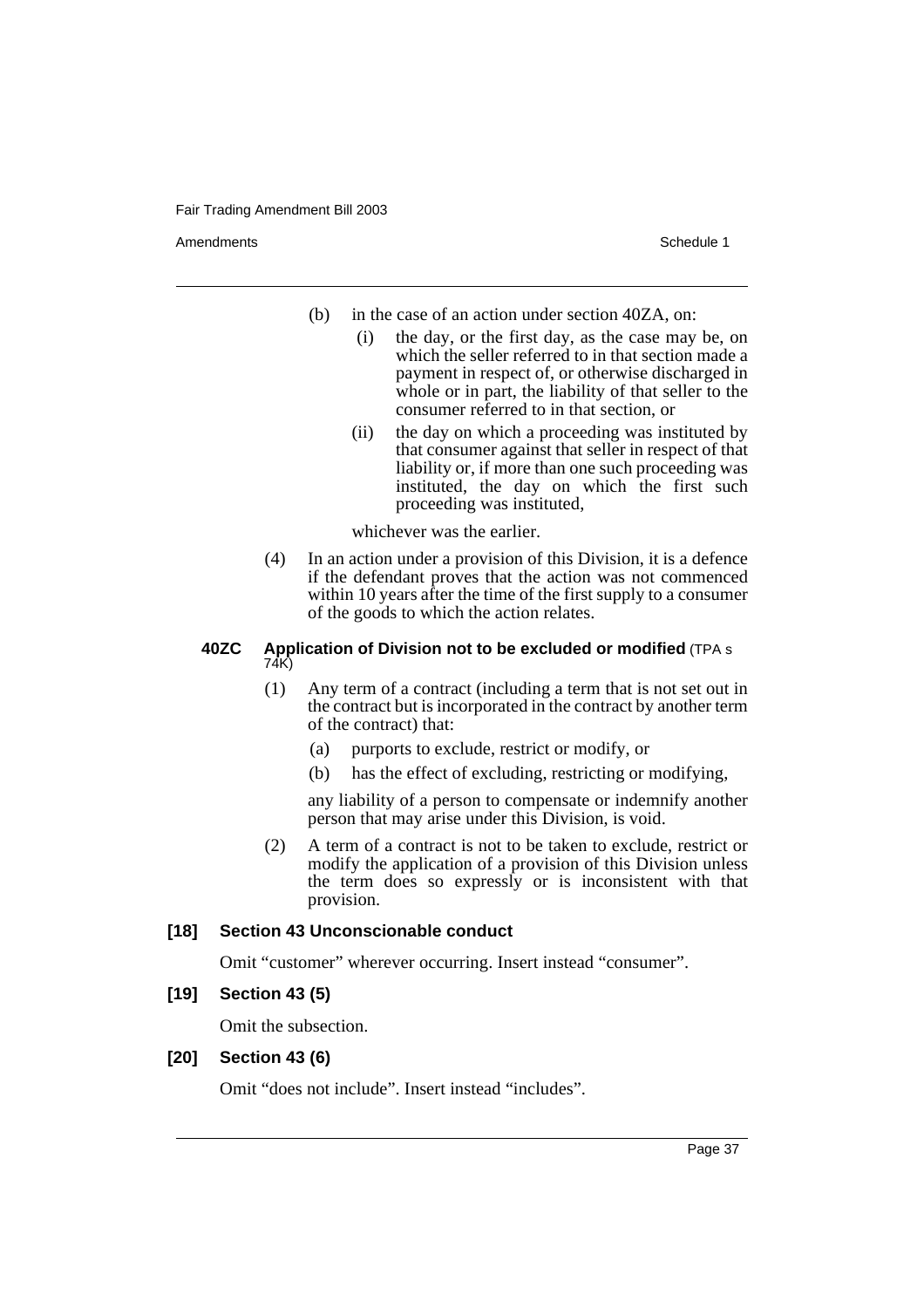(b) in the case of an action under section 40ZA, on:

(i) the day, or the first day, as the case may be, on which the seller referred to in that section made a payment in respect of, or otherwise discharged in whole or in part, the liability of that seller to the consumer referred to in that section, or

(ii) the day on which a proceeding was instituted by that consumer against that seller in respect of that liability or, if more than one such proceeding was instituted, the day on which the first such proceeding was instituted,

whichever was the earlier.

(4) In an action under a provision of this Division, it is a defence if the defendant proves that the action was not commenced within 10 years after the time of the first supply to a consumer of the goods to which the action relates.

#### 40ZC Application of Division not to be excluded or modified (TPA s 74K)

(1) Any term of a contract (including a term that is not set out in the contract but is incorporated in the contract by another term of the contract) that:

(a) purports to exclude, restrict or modify, or

(b) has the effect of excluding, restricting or modifying,

any liability of a person to compensate or indemnify another person that may arise under this Division, is void.

(2) A term of a contract is not to be taken to exclude, restrict or modify the application of a provision of this Division unless the term does so expressly or is inconsistent with that provision.

### [18] Section 43 Unconscionable conduct

Omit "customer" wherever occurring. Insert instead "consumer".

### [19] Section 43 (5)

Omit the subsection.

### [20] Section 43 (6)

Omit "does not include". Insert instead "includes".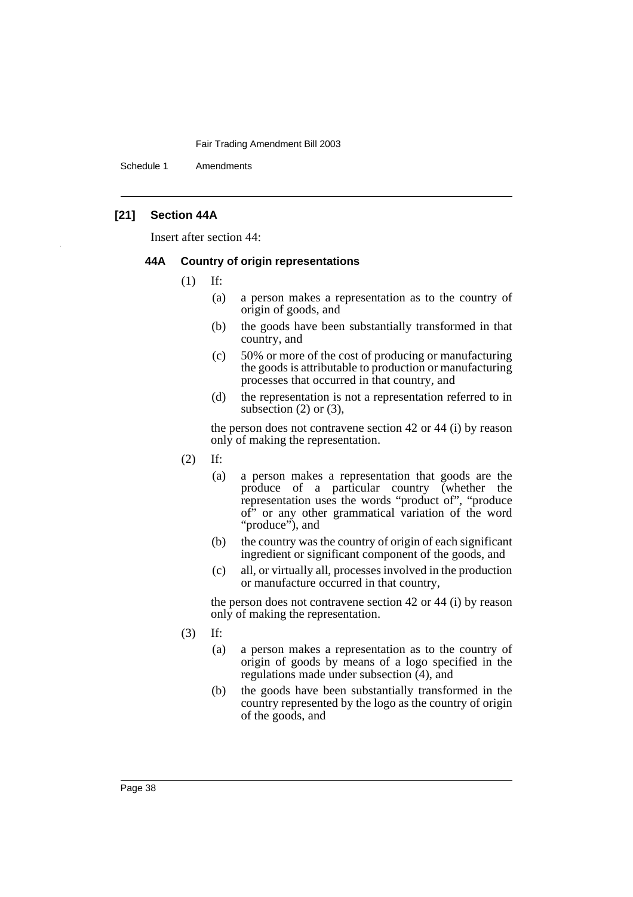### [21] Section 44A

Insert after section 44:

#### 44A Country of origin representations

(1) If:

(a) a person makes a representation as to the country of origin of goods, and

(b) the goods have been substantially transformed in that country, and

(c) 50% or more of the cost of producing or manufacturing the goods is attributable to production or manufacturing processes that occurred in that country, and

(d) the representation is not a representation referred to in subsection (2) or (3),

the person does not contravene section 42 or 44 (i) by reason only of making the representation.

(2) If:

(a) a person makes a representation that goods are the produce of a particular country (whether the representation uses the words "product of", "produce of" or any other grammatical variation of the word "produce"), and

(b) the country was the country of origin of each significant ingredient or significant component of the goods, and

(c) all, or virtually all, processes involved in the production or manufacture occurred in that country,

the person does not contravene section 42 or 44 (i) by reason only of making the representation.

(3) If:

(a) a person makes a representation as to the country of origin of goods by means of a logo specified in the regulations made under subsection (4), and

(b) the goods have been substantially transformed in the country represented by the logo as the country of origin of the goods, and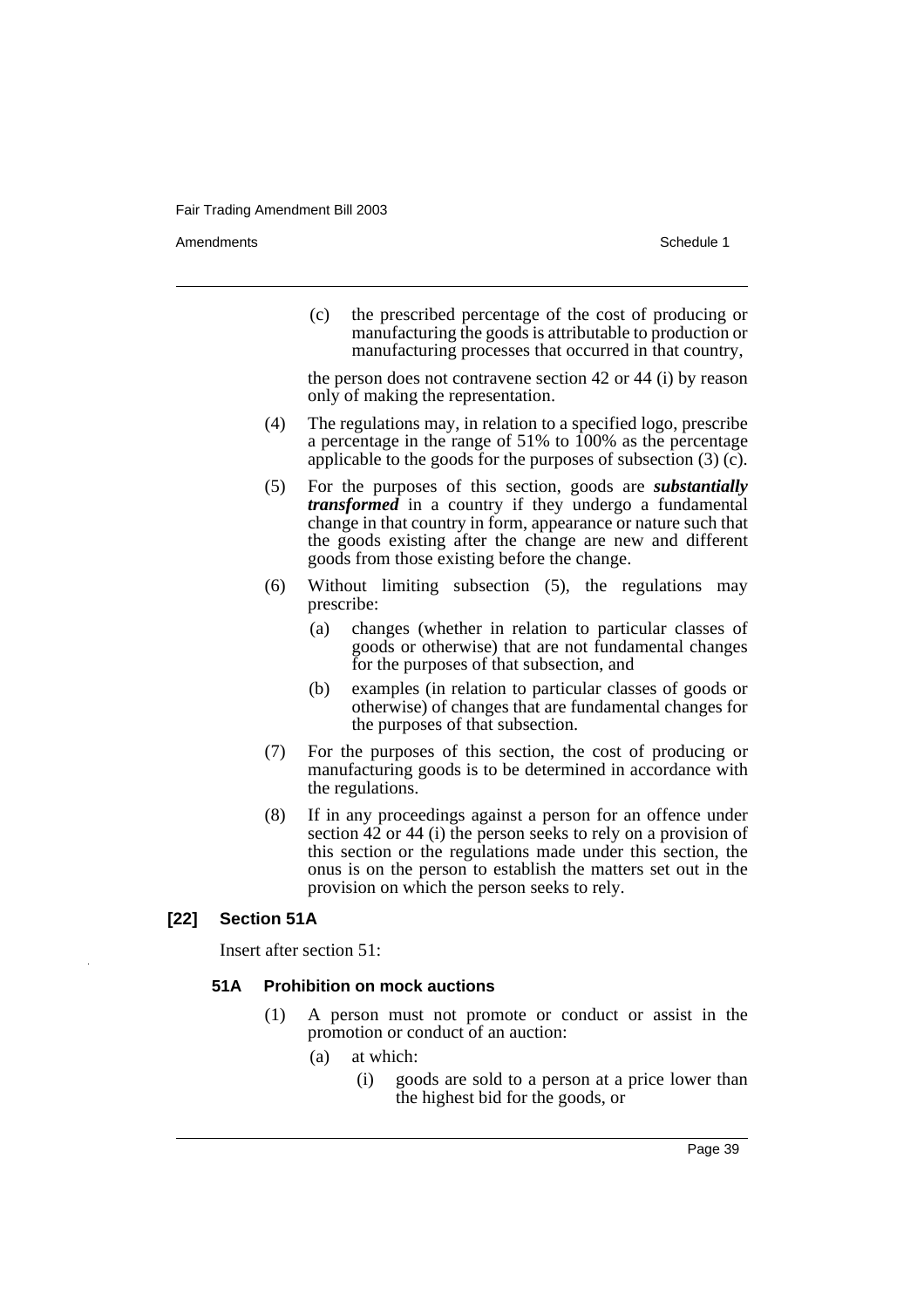(c) the prescribed percentage of the cost of producing or manufacturing the goods is attributable to production or manufacturing processes that occurred in that country,

the person does not contravene section 42 or 44 (i) by reason only of making the representation.

(4) The regulations may, in relation to a specified logo, prescribe a percentage in the range of 51% to 100% as the percentage applicable to the goods for the purposes of subsection (3) (c).

(5) For the purposes of this section, goods are ***substantially transformed*** in a country if they undergo a fundamental change in that country in form, appearance or nature such that the goods existing after the change are new and different goods from those existing before the change.

(6) Without limiting subsection (5), the regulations may prescribe:

(a) changes (whether in relation to particular classes of goods or otherwise) that are not fundamental changes for the purposes of that subsection, and

(b) examples (in relation to particular classes of goods or otherwise) of changes that are fundamental changes for the purposes of that subsection.

(7) For the purposes of this section, the cost of producing or manufacturing goods is to be determined in accordance with the regulations.

(8) If in any proceedings against a person for an offence under section 42 or 44 (i) the person seeks to rely on a provision of this section or the regulations made under this section, the onus is on the person to establish the matters set out in the provision on which the person seeks to rely.

## [22] Section 51A

Insert after section 51:

### 51A Prohibition on mock auctions

(1) A person must not promote or conduct or assist in the promotion or conduct of an auction:

(a) at which:

(i) goods are sold to a person at a price lower than the highest bid for the goods, or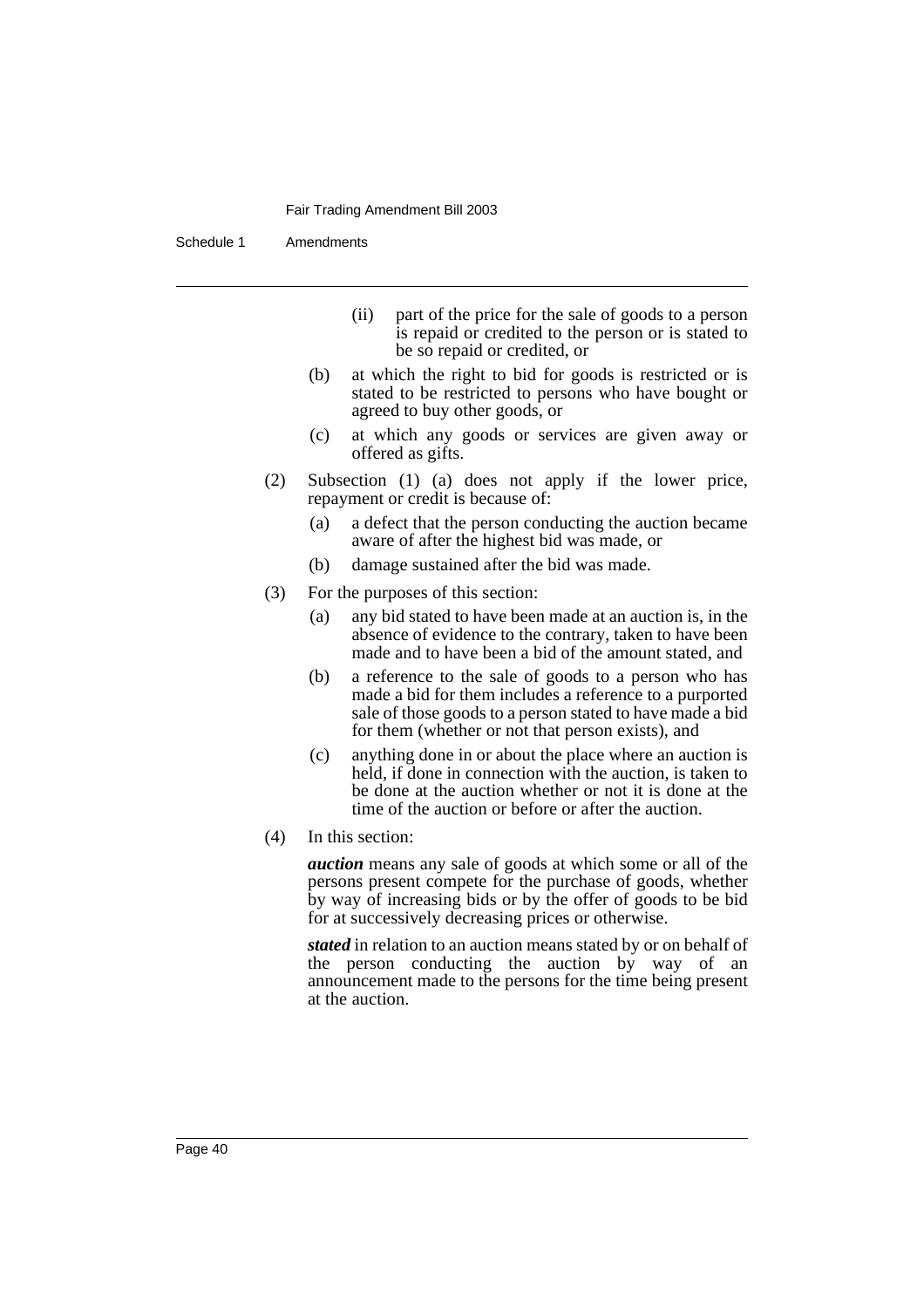(ii) part of the price for the sale of goods to a person is repaid or credited to the person or is stated to be so repaid or credited, or

(b) at which the right to bid for goods is restricted or is stated to be restricted to persons who have bought or agreed to buy other goods, or

(c) at which any goods or services are given away or offered as gifts.

(2) Subsection (1) (a) does not apply if the lower price, repayment or credit is because of:

(a) a defect that the person conducting the auction became aware of after the highest bid was made, or

(b) damage sustained after the bid was made.

(3) For the purposes of this section:

(a) any bid stated to have been made at an auction is, in the absence of evidence to the contrary, taken to have been made and to have been a bid of the amount stated, and

(b) a reference to the sale of goods to a person who has made a bid for them includes a reference to a purported sale of those goods to a person stated to have made a bid for them (whether or not that person exists), and

(c) anything done in or about the place where an auction is held, if done in connection with the auction, is taken to be done at the auction whether or not it is done at the time of the auction or before or after the auction.

(4) In this section:

***auction*** means any sale of goods at which some or all of the persons present compete for the purchase of goods, whether by way of increasing bids or by the offer of goods to be bid for at successively decreasing prices or otherwise.

***stated*** in relation to an auction means stated by or on behalf of the person conducting the auction by way of an announcement made to the persons for the time being present at the auction.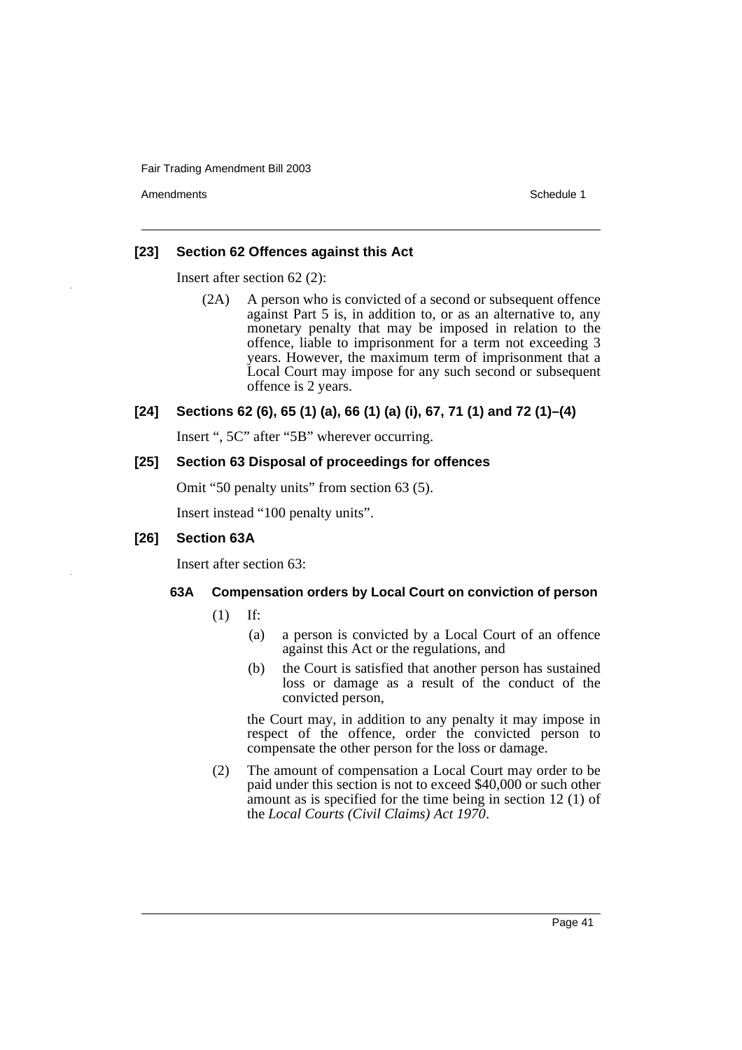### [23] Section 62 Offences against this Act

Insert after section 62 (2):

> (2A) A person who is convicted of a second or subsequent offence against Part 5 is, in addition to, or as an alternative to, any monetary penalty that may be imposed in relation to the offence, liable to imprisonment for a term not exceeding 3 years. However, the maximum term of imprisonment that a Local Court may impose for any such second or subsequent offence is 2 years.

### [24] Sections 62 (6), 65 (1) (a), 66 (1) (a) (i), 67, 71 (1) and 72 (1)–(4)

Insert ", 5C" after "5B" wherever occurring.

### [25] Section 63 Disposal of proceedings for offences

Omit "50 penalty units" from section 63 (5).

Insert instead "100 penalty units".

### [26] Section 63A

Insert after section 63:

#### 63A Compensation orders by Local Court on conviction of person

(1) If:

  (a) a person is convicted by a Local Court of an offence against this Act or the regulations, and

  (b) the Court is satisfied that another person has sustained loss or damage as a result of the conduct of the convicted person,

the Court may, in addition to any penalty it may impose in respect of the offence, order the convicted person to compensate the other person for the loss or damage.

(2) The amount of compensation a Local Court may order to be paid under this section is not to exceed $40,000 or such other amount as is specified for the time being in section 12 (1) of the *Local Courts (Civil Claims) Act 1970*.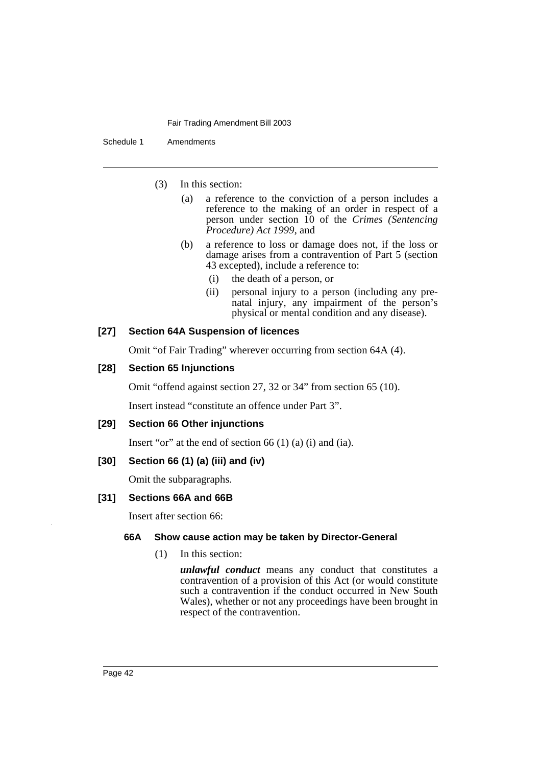(3) In this section:

(a) a reference to the conviction of a person includes a reference to the making of an order in respect of a person under section 10 of the *Crimes (Sentencing Procedure) Act 1999*, and

(b) a reference to loss or damage does not, if the loss or damage arises from a contravention of Part 5 (section 43 excepted), include a reference to:

(i) the death of a person, or

(ii) personal injury to a person (including any pre-natal injury, any impairment of the person's physical or mental condition and any disease).

### [27] Section 64A Suspension of licences

Omit "of Fair Trading" wherever occurring from section 64A (4).

### [28] Section 65 Injunctions

Omit "offend against section 27, 32 or 34" from section 65 (10).

Insert instead "constitute an offence under Part 3".

### [29] Section 66 Other injunctions

Insert "or" at the end of section 66 (1) (a) (i) and (ia).

### [30] Section 66 (1) (a) (iii) and (iv)

Omit the subparagraphs.

### [31] Sections 66A and 66B

Insert after section 66:

#### 66A Show cause action may be taken by Director-General

(1) In this section:

***unlawful conduct*** means any conduct that constitutes a contravention of a provision of this Act (or would constitute such a contravention if the conduct occurred in New South Wales), whether or not any proceedings have been brought in respect of the contravention.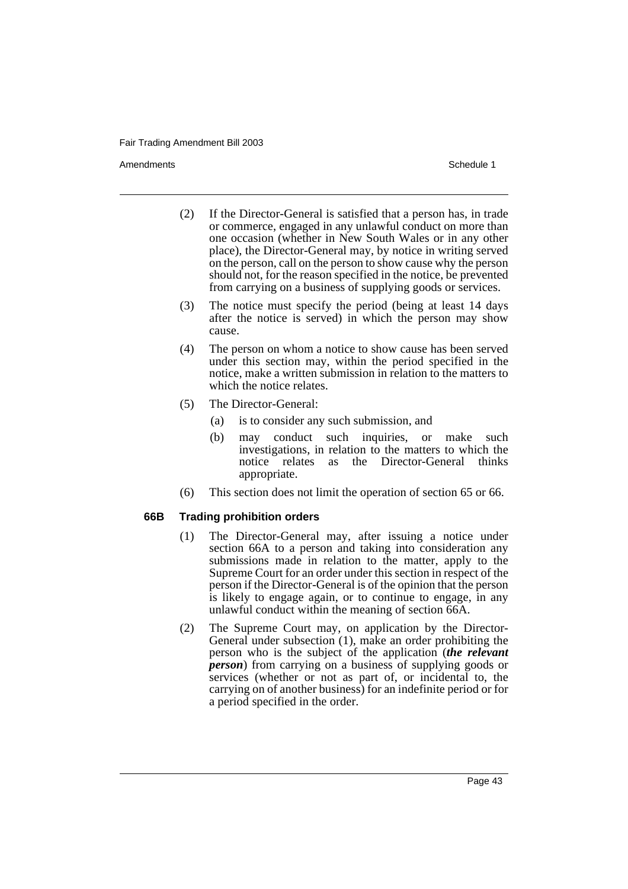(2) If the Director-General is satisfied that a person has, in trade or commerce, engaged in any unlawful conduct on more than one occasion (whether in New South Wales or in any other place), the Director-General may, by notice in writing served on the person, call on the person to show cause why the person should not, for the reason specified in the notice, be prevented from carrying on a business of supplying goods or services.

(3) The notice must specify the period (being at least 14 days after the notice is served) in which the person may show cause.

(4) The person on whom a notice to show cause has been served under this section may, within the period specified in the notice, make a written submission in relation to the matters to which the notice relates.

(5) The Director-General:

- (a) is to consider any such submission, and
- (b) may conduct such inquiries, or make such investigations, in relation to the matters to which the notice relates as the Director-General thinks appropriate.

(6) This section does not limit the operation of section 65 or 66.

#### 66B Trading prohibition orders

(1) The Director-General may, after issuing a notice under section 66A to a person and taking into consideration any submissions made in relation to the matter, apply to the Supreme Court for an order under this section in respect of the person if the Director-General is of the opinion that the person is likely to engage again, or to continue to engage, in any unlawful conduct within the meaning of section 66A.

(2) The Supreme Court may, on application by the Director-General under subsection (1), make an order prohibiting the person who is the subject of the application (***the relevant person***) from carrying on a business of supplying goods or services (whether or not as part of, or incidental to, the carrying on of another business) for an indefinite period or for a period specified in the order.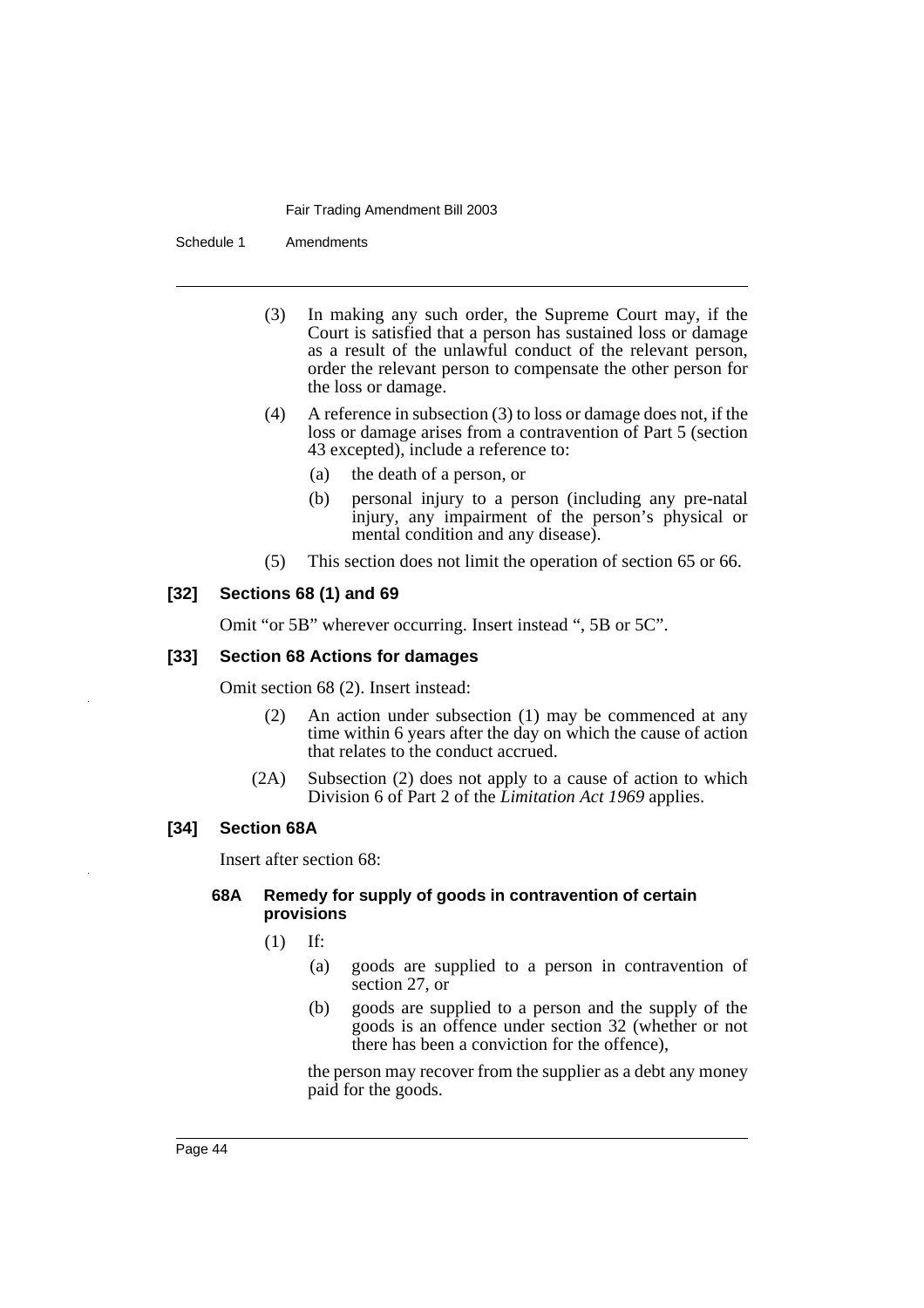(3) In making any such order, the Supreme Court may, if the Court is satisfied that a person has sustained loss or damage as a result of the unlawful conduct of the relevant person, order the relevant person to compensate the other person for the loss or damage.

(4) A reference in subsection (3) to loss or damage does not, if the loss or damage arises from a contravention of Part 5 (section 43 excepted), include a reference to:

- (a) the death of a person, or
- (b) personal injury to a person (including any pre-natal injury, any impairment of the person's physical or mental condition and any disease).

(5) This section does not limit the operation of section 65 or 66.

### [32] Sections 68 (1) and 69

Omit "or 5B" wherever occurring. Insert instead ", 5B or 5C".

### [33] Section 68 Actions for damages

Omit section 68 (2). Insert instead:

(2) An action under subsection (1) may be commenced at any time within 6 years after the day on which the cause of action that relates to the conduct accrued.

(2A) Subsection (2) does not apply to a cause of action to which Division 6 of Part 2 of the *Limitation Act 1969* applies.

### [34] Section 68A

Insert after section 68:

#### 68A Remedy for supply of goods in contravention of certain provisions

(1) If:

- (a) goods are supplied to a person in contravention of section 27, or
- (b) goods are supplied to a person and the supply of the goods is an offence under section 32 (whether or not there has been a conviction for the offence),

the person may recover from the supplier as a debt any money paid for the goods.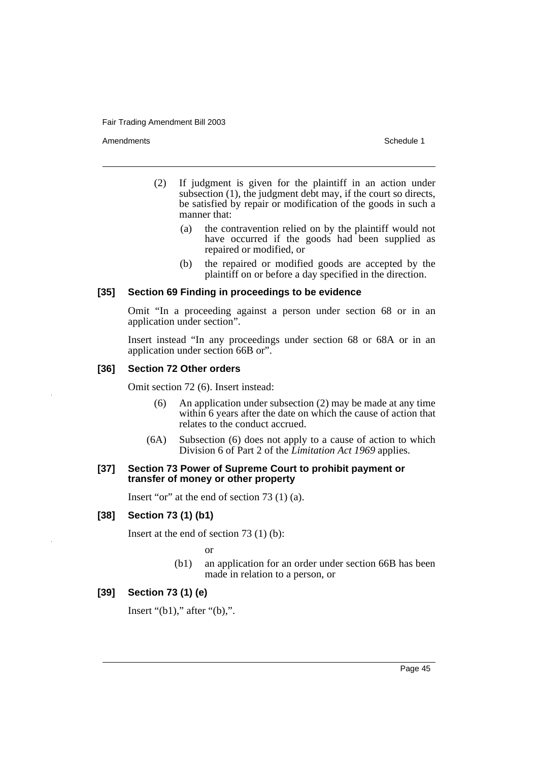(2) If judgment is given for the plaintiff in an action under subsection (1), the judgment debt may, if the court so directs, be satisfied by repair or modification of the goods in such a manner that:

(a) the contravention relied on by the plaintiff would not have occurred if the goods had been supplied as repaired or modified, or

(b) the repaired or modified goods are accepted by the plaintiff on or before a day specified in the direction.

### [35] Section 69 Finding in proceedings to be evidence

Omit "In a proceeding against a person under section 68 or in an application under section".

Insert instead "In any proceedings under section 68 or 68A or in an application under section 66B or".

### [36] Section 72 Other orders

Omit section 72 (6). Insert instead:

(6) An application under subsection (2) may be made at any time within 6 years after the date on which the cause of action that relates to the conduct accrued.

(6A) Subsection (6) does not apply to a cause of action to which Division 6 of Part 2 of the *Limitation Act 1969* applies.

### [37] Section 73 Power of Supreme Court to prohibit payment or transfer of money or other property

Insert "or" at the end of section 73 (1) (a).

### [38] Section 73 (1) (b1)

Insert at the end of section 73 (1) (b):

or

(b1) an application for an order under section 66B has been made in relation to a person, or

### [39] Section 73 (1) (e)

Insert "(b1)," after "(b),".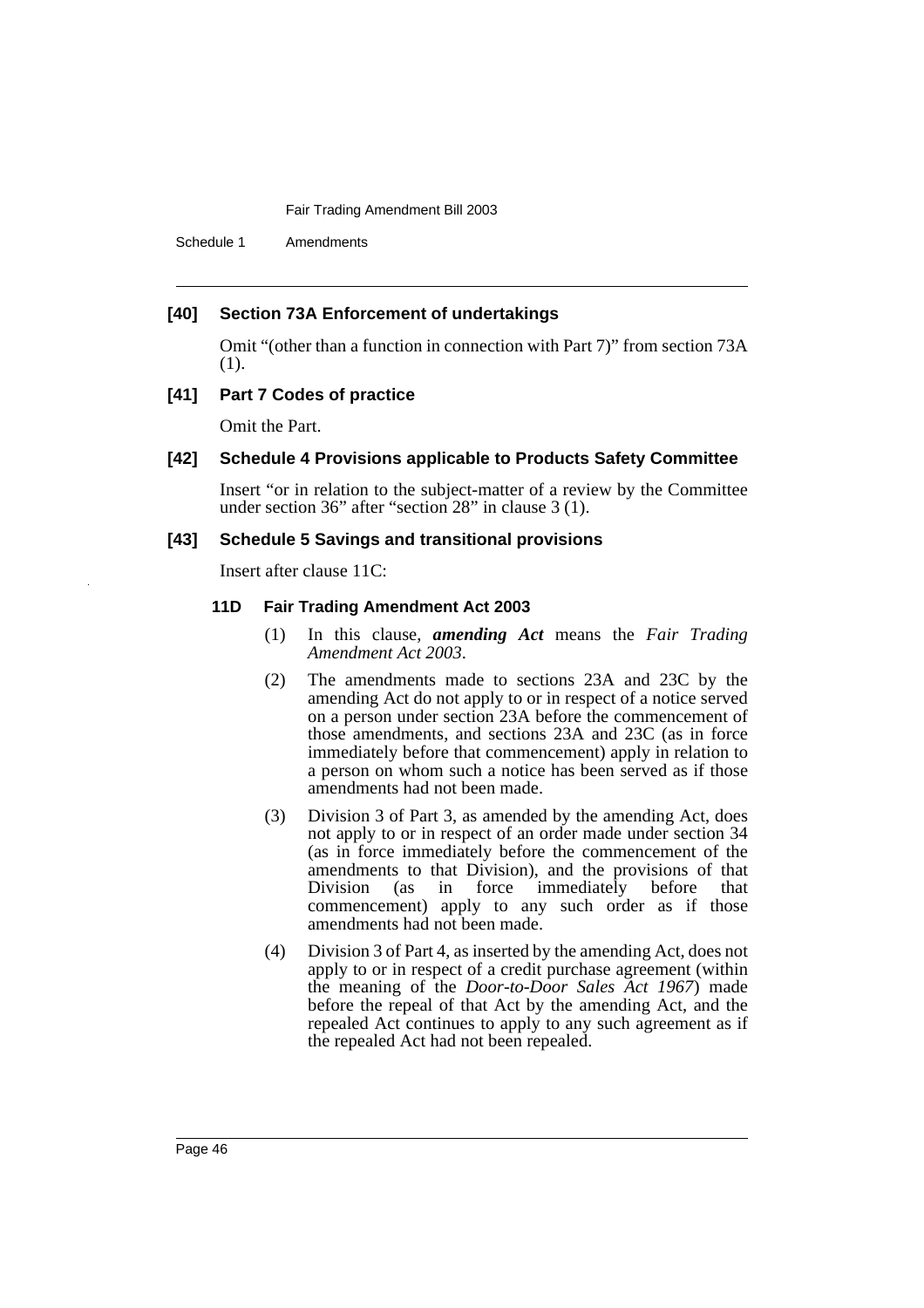#### [40] Section 73A Enforcement of undertakings

Omit "(other than a function in connection with Part 7)" from section 73A (1).

#### [41] Part 7 Codes of practice

Omit the Part.

#### [42] Schedule 4 Provisions applicable to Products Safety Committee

Insert "or in relation to the subject-matter of a review by the Committee under section 36" after "section 28" in clause 3 (1).

#### [43] Schedule 5 Savings and transitional provisions

Insert after clause 11C:

**11D Fair Trading Amendment Act 2003**

(1) In this clause, ***amending Act*** means the *Fair Trading Amendment Act 2003*.

(2) The amendments made to sections 23A and 23C by the amending Act do not apply to or in respect of a notice served on a person under section 23A before the commencement of those amendments, and sections 23A and 23C (as in force immediately before that commencement) apply in relation to a person on whom such a notice has been served as if those amendments had not been made.

(3) Division 3 of Part 3, as amended by the amending Act, does not apply to or in respect of an order made under section 34 (as in force immediately before the commencement of the amendments to that Division), and the provisions of that Division (as in force immediately before that commencement) apply to any such order as if those amendments had not been made.

(4) Division 3 of Part 4, as inserted by the amending Act, does not apply to or in respect of a credit purchase agreement (within the meaning of the *Door-to-Door Sales Act 1967*) made before the repeal of that Act by the amending Act, and the repealed Act continues to apply to any such agreement as if the repealed Act had not been repealed.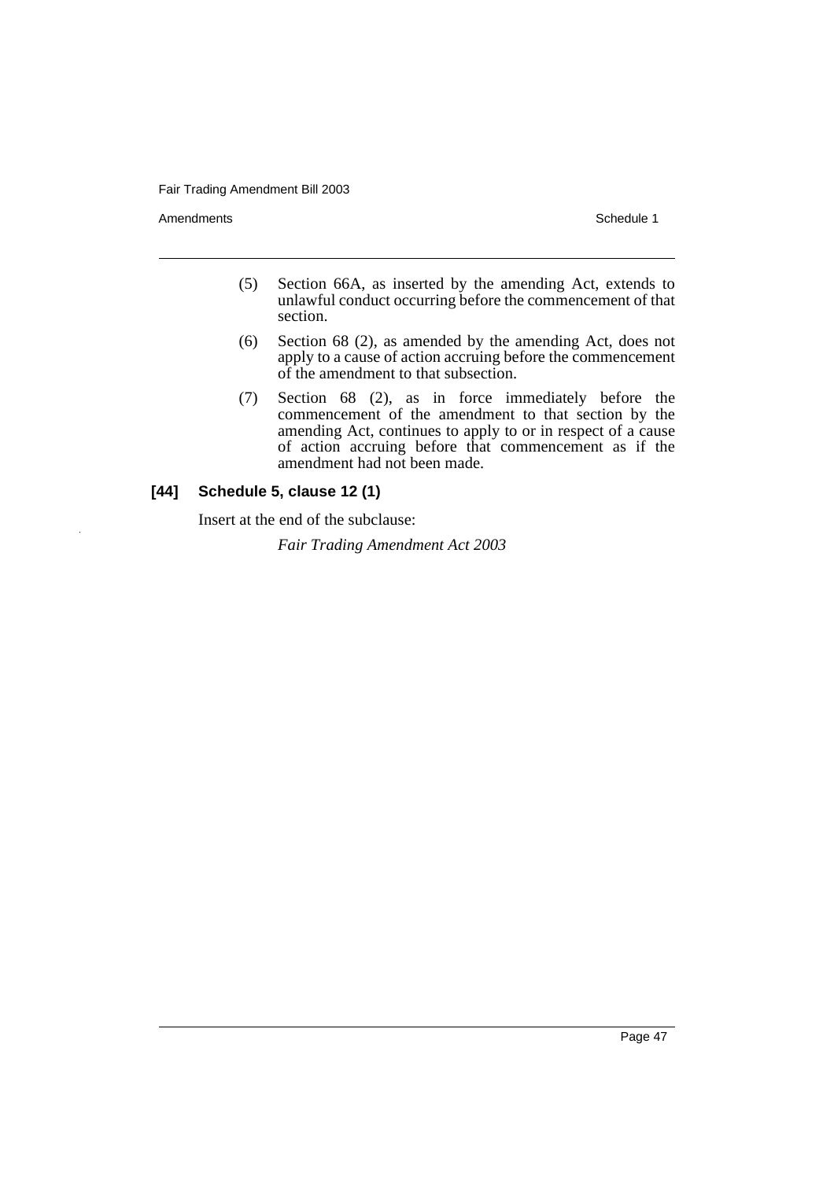(5) Section 66A, as inserted by the amending Act, extends to unlawful conduct occurring before the commencement of that section.

(6) Section 68 (2), as amended by the amending Act, does not apply to a cause of action accruing before the commencement of the amendment to that subsection.

(7) Section 68 (2), as in force immediately before the commencement of the amendment to that section by the amending Act, continues to apply to or in respect of a cause of action accruing before that commencement as if the amendment had not been made.

**[44] Schedule 5, clause 12 (1)**

Insert at the end of the subclause:

*Fair Trading Amendment Act 2003*